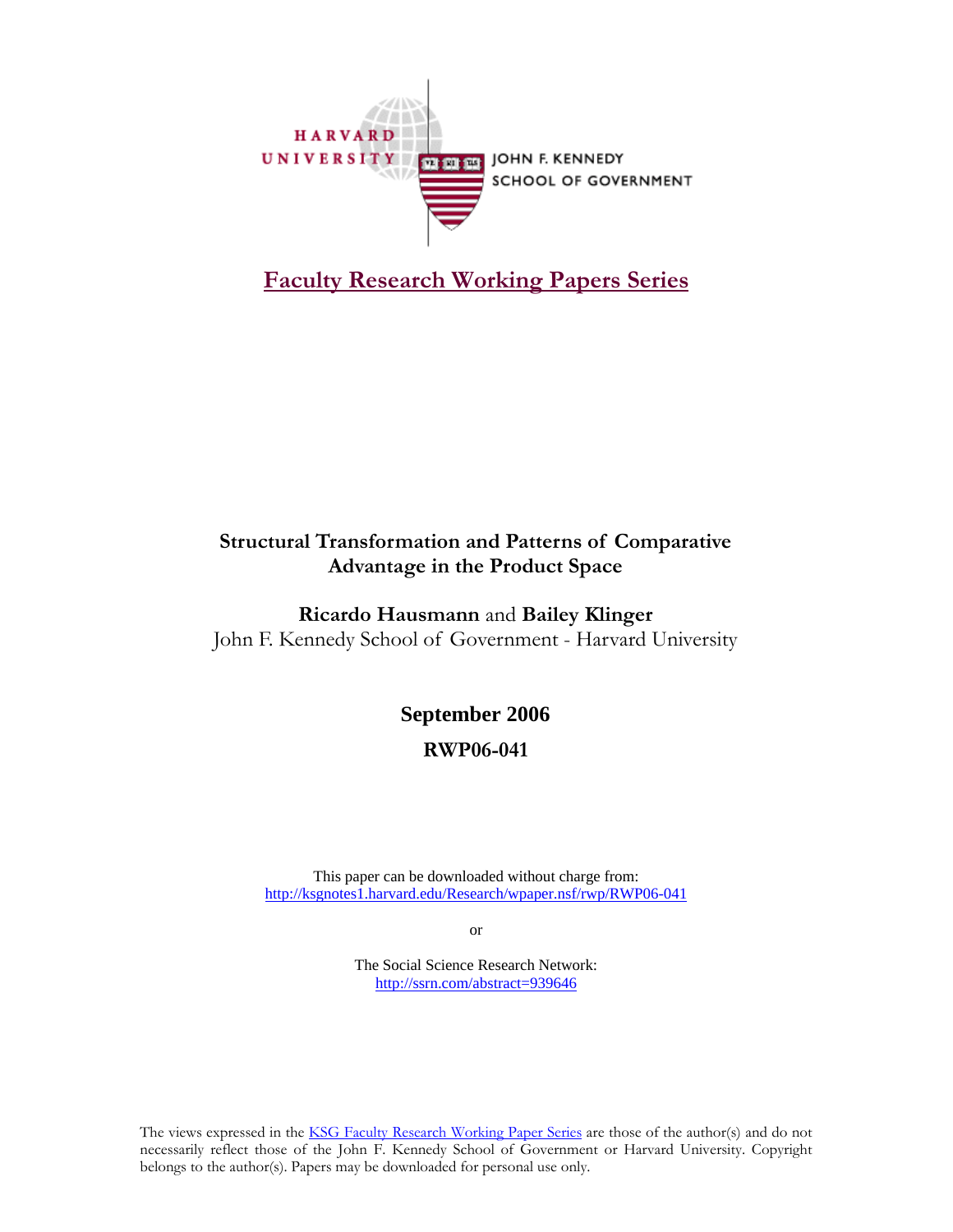HARVARD UNIVERSITY

JOHN F. KENNEDY SCHOOL OF GOVERNMENT

# [Faculty Research Working Papers Series](#)

## Structural Transformation and Patterns of Comparative Advantage in the Product Space

**Ricardo Hausmann** and **Bailey Klinger**

John F. Kennedy School of Government - Harvard University

**September 2006**

**RWP06-041**

This paper can be downloaded without charge from:
[http://ksgnotes1.harvard.edu/Research/wpaper.nsf/rwp/RWP06-041](http://ksgnotes1.harvard.edu/Research/wpaper.nsf/rwp/RWP06-041)

or

The Social Science Research Network:
[http://ssrn.com/abstract=939646](http://ssrn.com/abstract=939646)

The views expressed in the KSG Faculty Research Working Paper Series are those of the author(s) and do not necessarily reflect those of the John F. Kennedy School of Government or Harvard University. Copyright belongs to the author(s). Papers may be downloaded for personal use only.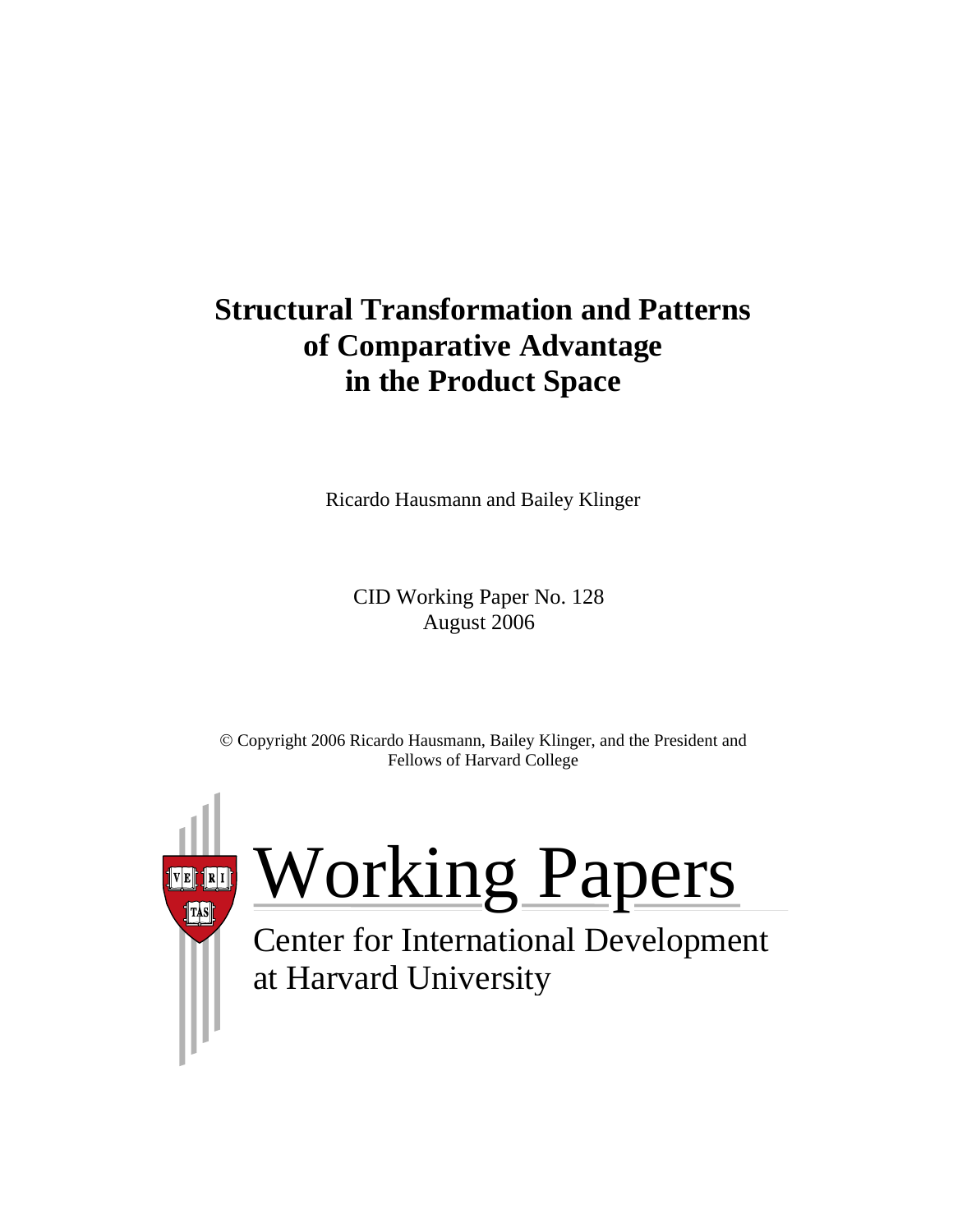# Structural Transformation and Patterns of Comparative Advantage in the Product Space

Ricardo Hausmann and Bailey Klinger

CID Working Paper No. 128
August 2006

© Copyright 2006 Ricardo Hausmann, Bailey Klinger, and the President and Fellows of Harvard College

Working Papers

Center for International Development at Harvard University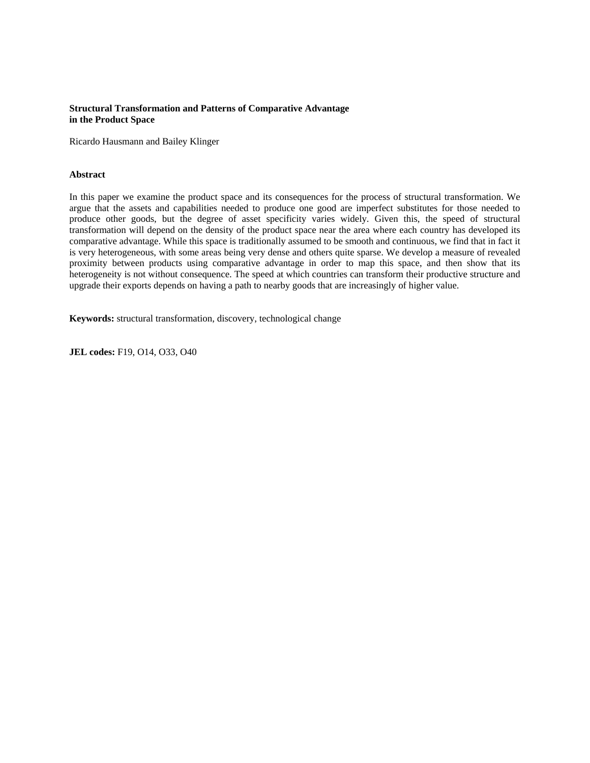**Structural Transformation and Patterns of Comparative Advantage in the Product Space**

Ricardo Hausmann and Bailey Klinger

**Abstract**

In this paper we examine the product space and its consequences for the process of structural transformation. We argue that the assets and capabilities needed to produce one good are imperfect substitutes for those needed to produce other goods, but the degree of asset specificity varies widely. Given this, the speed of structural transformation will depend on the density of the product space near the area where each country has developed its comparative advantage. While this space is traditionally assumed to be smooth and continuous, we find that in fact it is very heterogeneous, with some areas being very dense and others quite sparse. We develop a measure of revealed proximity between products using comparative advantage in order to map this space, and then show that its heterogeneity is not without consequence. The speed at which countries can transform their productive structure and upgrade their exports depends on having a path to nearby goods that are increasingly of higher value.

**Keywords:** structural transformation, discovery, technological change

**JEL codes:** F19, O14, O33, O40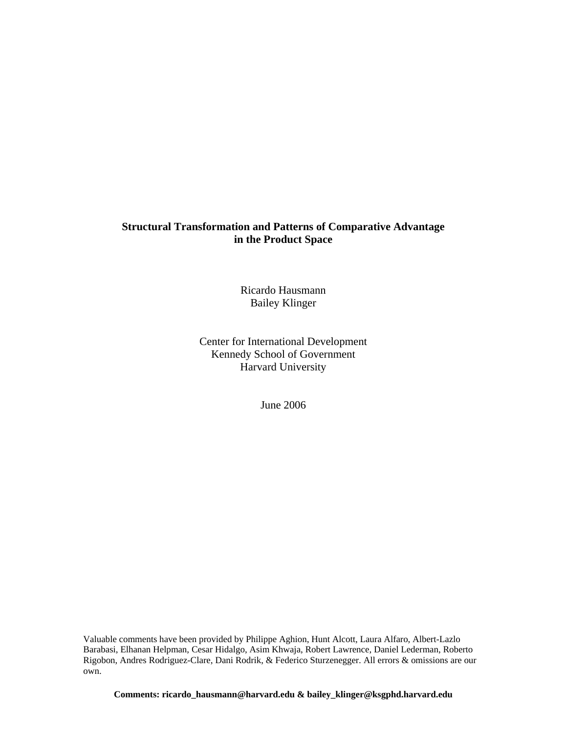**Structural Transformation and Patterns of Comparative Advantage in the Product Space**

Ricardo Hausmann
Bailey Klinger

Center for International Development
Kennedy School of Government
Harvard University

June 2006

Valuable comments have been provided by Philippe Aghion, Hunt Alcott, Laura Alfaro, Albert-Lazlo Barabasi, Elhanan Helpman, Cesar Hidalgo, Asim Khwaja, Robert Lawrence, Daniel Lederman, Roberto Rigobon, Andres Rodriguez-Clare, Dani Rodrik, & Federico Sturzenegger. All errors & omissions are our own.

**Comments: ricardo_hausmann@harvard.edu & bailey_klinger@ksgphd.harvard.edu**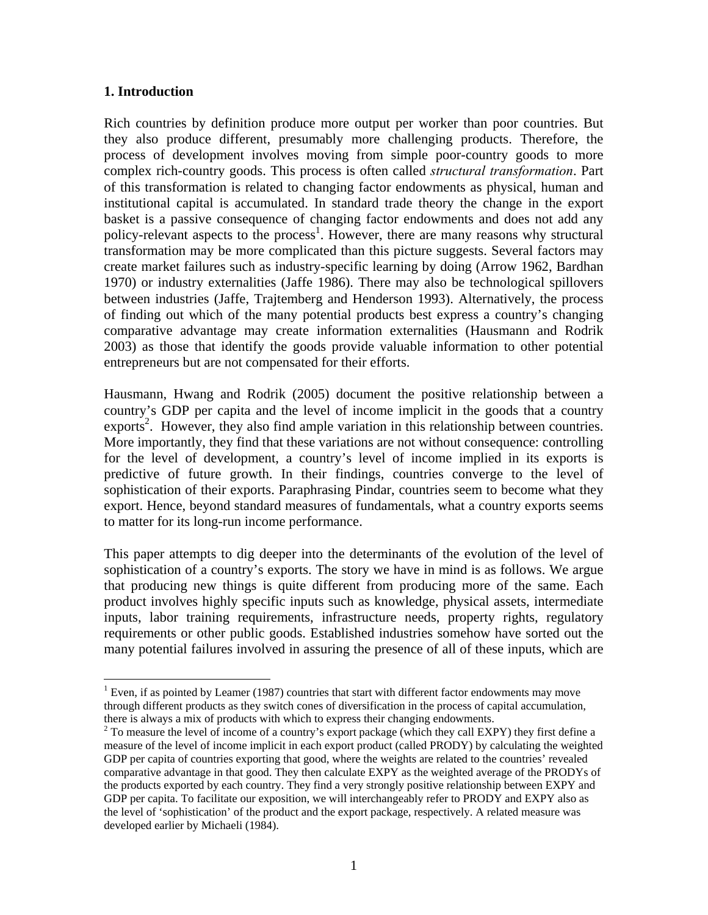## 1. Introduction

Rich countries by definition produce more output per worker than poor countries. But they also produce different, presumably more challenging products. Therefore, the process of development involves moving from simple poor-country goods to more complex rich-country goods. This process is often called *structural transformation*. Part of this transformation is related to changing factor endowments as physical, human and institutional capital is accumulated. In standard trade theory the change in the export basket is a passive consequence of changing factor endowments and does not add any policy-relevant aspects to the process[1]. However, there are many reasons why structural transformation may be more complicated than this picture suggests. Several factors may create market failures such as industry-specific learning by doing (Arrow 1962, Bardhan 1970) or industry externalities (Jaffe 1986). There may also be technological spillovers between industries (Jaffe, Trajtemberg and Henderson 1993). Alternatively, the process of finding out which of the many potential products best express a country's changing comparative advantage may create information externalities (Hausmann and Rodrik 2003) as those that identify the goods provide valuable information to other potential entrepreneurs but are not compensated for their efforts.

Hausmann, Hwang and Rodrik (2005) document the positive relationship between a country's GDP per capita and the level of income implicit in the goods that a country exports[2]. However, they also find ample variation in this relationship between countries. More importantly, they find that these variations are not without consequence: controlling for the level of development, a country's level of income implied in its exports is predictive of future growth. In their findings, countries converge to the level of sophistication of their exports. Paraphrasing Pindar, countries seem to become what they export. Hence, beyond standard measures of fundamentals, what a country exports seems to matter for its long-run income performance.

This paper attempts to dig deeper into the determinants of the evolution of the level of sophistication of a country's exports. The story we have in mind is as follows. We argue that producing new things is quite different from producing more of the same. Each product involves highly specific inputs such as knowledge, physical assets, intermediate inputs, labor training requirements, infrastructure needs, property rights, regulatory requirements or other public goods. Established industries somehow have sorted out the many potential failures involved in assuring the presence of all of these inputs, which are

[1] Even, if as pointed by Leamer (1987) countries that start with different factor endowments may move through different products as they switch cones of diversification in the process of capital accumulation, there is always a mix of products with which to express their changing endowments.

[2] To measure the level of income of a country's export package (which they call EXPY) they first define a measure of the level of income implicit in each export product (called PRODY) by calculating the weighted GDP per capita of countries exporting that good, where the weights are related to the countries' revealed comparative advantage in that good. They then calculate EXPY as the weighted average of the PRODYs of the products exported by each country. They find a very strongly positive relationship between EXPY and GDP per capita. To facilitate our exposition, we will interchangeably refer to PRODY and EXPY also as the level of 'sophistication' of the product and the export package, respectively. A related measure was developed earlier by Michaeli (1984).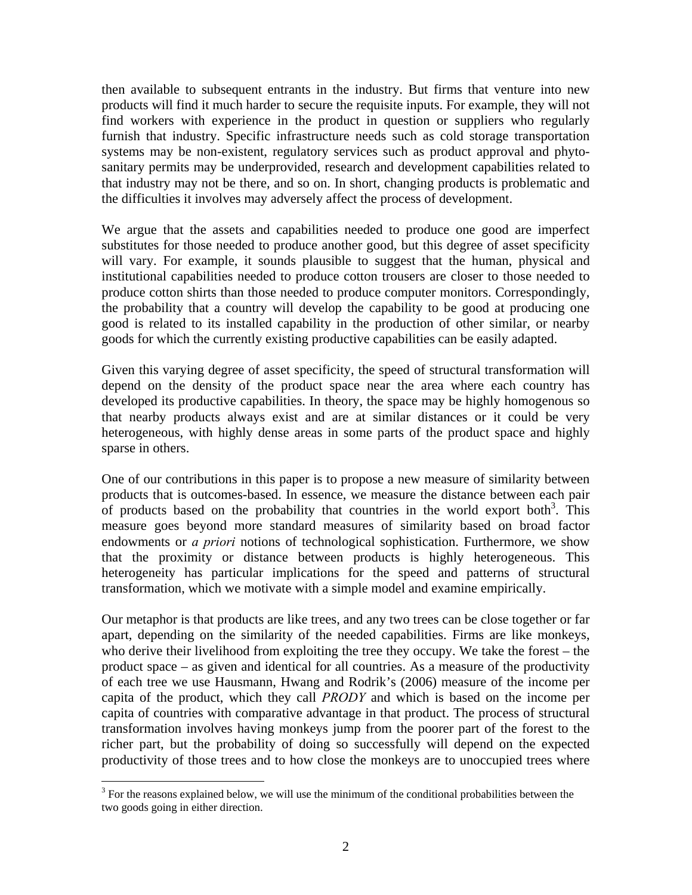then available to subsequent entrants in the industry. But firms that venture into new products will find it much harder to secure the requisite inputs. For example, they will not find workers with experience in the product in question or suppliers who regularly furnish that industry. Specific infrastructure needs such as cold storage transportation systems may be non-existent, regulatory services such as product approval and phyto-sanitary permits may be underprovided, research and development capabilities related to that industry may not be there, and so on. In short, changing products is problematic and the difficulties it involves may adversely affect the process of development.

We argue that the assets and capabilities needed to produce one good are imperfect substitutes for those needed to produce another good, but this degree of asset specificity will vary. For example, it sounds plausible to suggest that the human, physical and institutional capabilities needed to produce cotton trousers are closer to those needed to produce cotton shirts than those needed to produce computer monitors. Correspondingly, the probability that a country will develop the capability to be good at producing one good is related to its installed capability in the production of other similar, or nearby goods for which the currently existing productive capabilities can be easily adapted.

Given this varying degree of asset specificity, the speed of structural transformation will depend on the density of the product space near the area where each country has developed its productive capabilities. In theory, the space may be highly homogenous so that nearby products always exist and are at similar distances or it could be very heterogeneous, with highly dense areas in some parts of the product space and highly sparse in others.

One of our contributions in this paper is to propose a new measure of similarity between products that is outcomes-based. In essence, we measure the distance between each pair of products based on the probability that countries in the world export both[3]. This measure goes beyond more standard measures of similarity based on broad factor endowments or *a priori* notions of technological sophistication. Furthermore, we show that the proximity or distance between products is highly heterogeneous. This heterogeneity has particular implications for the speed and patterns of structural transformation, which we motivate with a simple model and examine empirically.

Our metaphor is that products are like trees, and any two trees can be close together or far apart, depending on the similarity of the needed capabilities. Firms are like monkeys, who derive their livelihood from exploiting the tree they occupy. We take the forest – the product space – as given and identical for all countries. As a measure of the productivity of each tree we use Hausmann, Hwang and Rodrik's (2006) measure of the income per capita of the product, which they call *PRODY* and which is based on the income per capita of countries with comparative advantage in that product. The process of structural transformation involves having monkeys jump from the poorer part of the forest to the richer part, but the probability of doing so successfully will depend on the expected productivity of those trees and to how close the monkeys are to unoccupied trees where

[3] For the reasons explained below, we will use the minimum of the conditional probabilities between the two goods going in either direction.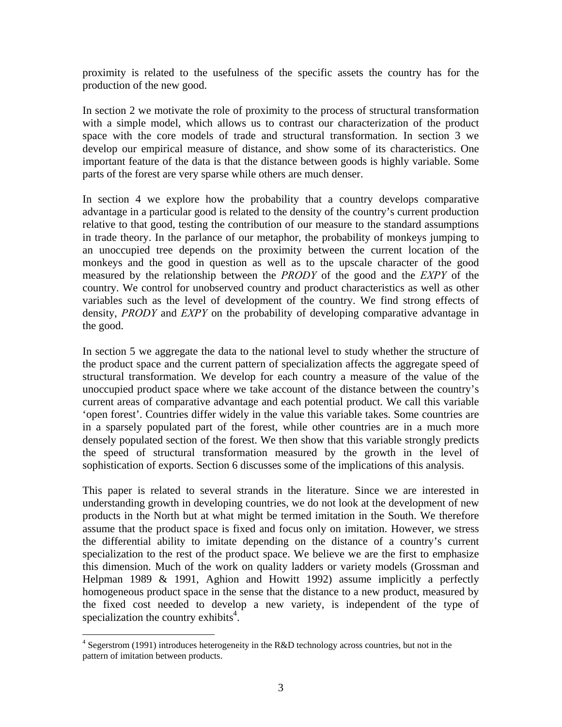proximity is related to the usefulness of the specific assets the country has for the production of the new good.

In section 2 we motivate the role of proximity to the process of structural transformation with a simple model, which allows us to contrast our characterization of the product space with the core models of trade and structural transformation. In section 3 we develop our empirical measure of distance, and show some of its characteristics. One important feature of the data is that the distance between goods is highly variable. Some parts of the forest are very sparse while others are much denser.

In section 4 we explore how the probability that a country develops comparative advantage in a particular good is related to the density of the country's current production relative to that good, testing the contribution of our measure to the standard assumptions in trade theory. In the parlance of our metaphor, the probability of monkeys jumping to an unoccupied tree depends on the proximity between the current location of the monkeys and the good in question as well as to the upscale character of the good measured by the relationship between the *PRODY* of the good and the *EXPY* of the country. We control for unobserved country and product characteristics as well as other variables such as the level of development of the country. We find strong effects of density, *PRODY* and *EXPY* on the probability of developing comparative advantage in the good.

In section 5 we aggregate the data to the national level to study whether the structure of the product space and the current pattern of specialization affects the aggregate speed of structural transformation. We develop for each country a measure of the value of the unoccupied product space where we take account of the distance between the country's current areas of comparative advantage and each potential product. We call this variable 'open forest'. Countries differ widely in the value this variable takes. Some countries are in a sparsely populated part of the forest, while other countries are in a much more densely populated section of the forest. We then show that this variable strongly predicts the speed of structural transformation measured by the growth in the level of sophistication of exports. Section 6 discusses some of the implications of this analysis.

This paper is related to several strands in the literature. Since we are interested in understanding growth in developing countries, we do not look at the development of new products in the North but at what might be termed imitation in the South. We therefore assume that the product space is fixed and focus only on imitation. However, we stress the differential ability to imitate depending on the distance of a country's current specialization to the rest of the product space. We believe we are the first to emphasize this dimension. Much of the work on quality ladders or variety models (Grossman and Helpman 1989 & 1991, Aghion and Howitt 1992) assume implicitly a perfectly homogeneous product space in the sense that the distance to a new product, measured by the fixed cost needed to develop a new variety, is independent of the type of specialization the country exhibits[4].

[4] Segerstrom (1991) introduces heterogeneity in the R&D technology across countries, but not in the pattern of imitation between products.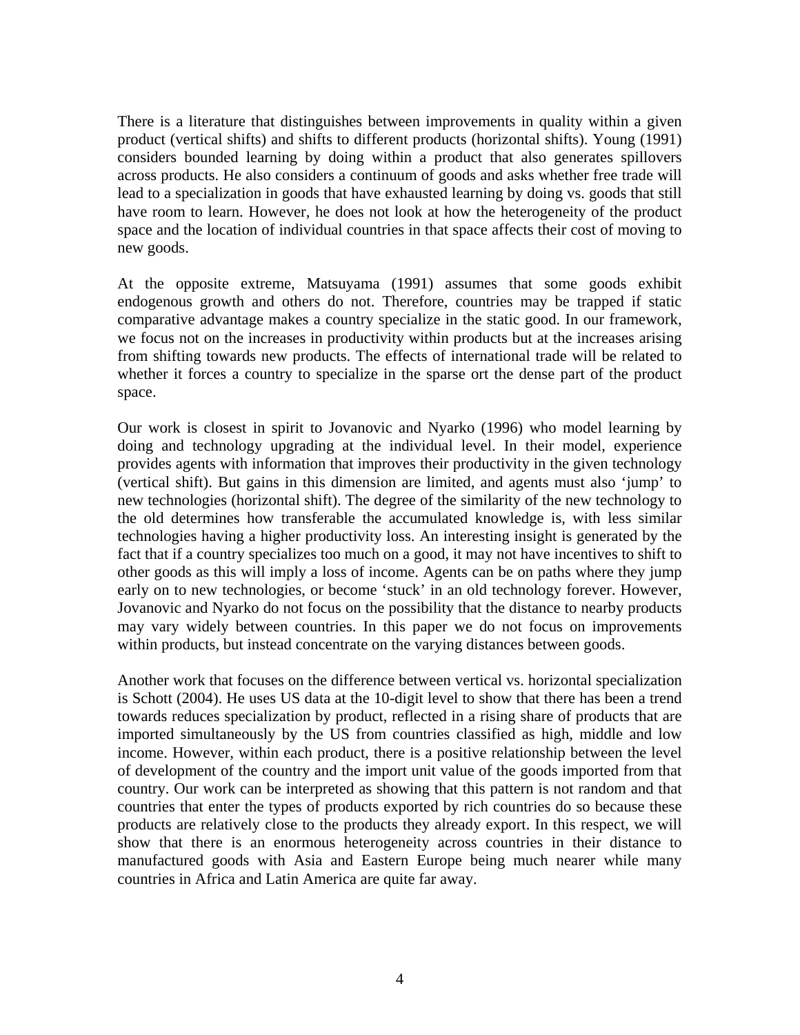There is a literature that distinguishes between improvements in quality within a given product (vertical shifts) and shifts to different products (horizontal shifts). Young (1991) considers bounded learning by doing within a product that also generates spillovers across products. He also considers a continuum of goods and asks whether free trade will lead to a specialization in goods that have exhausted learning by doing vs. goods that still have room to learn. However, he does not look at how the heterogeneity of the product space and the location of individual countries in that space affects their cost of moving to new goods.

At the opposite extreme, Matsuyama (1991) assumes that some goods exhibit endogenous growth and others do not. Therefore, countries may be trapped if static comparative advantage makes a country specialize in the static good. In our framework, we focus not on the increases in productivity within products but at the increases arising from shifting towards new products. The effects of international trade will be related to whether it forces a country to specialize in the sparse ort the dense part of the product space.

Our work is closest in spirit to Jovanovic and Nyarko (1996) who model learning by doing and technology upgrading at the individual level. In their model, experience provides agents with information that improves their productivity in the given technology (vertical shift). But gains in this dimension are limited, and agents must also 'jump' to new technologies (horizontal shift). The degree of the similarity of the new technology to the old determines how transferable the accumulated knowledge is, with less similar technologies having a higher productivity loss. An interesting insight is generated by the fact that if a country specializes too much on a good, it may not have incentives to shift to other goods as this will imply a loss of income. Agents can be on paths where they jump early on to new technologies, or become 'stuck' in an old technology forever. However, Jovanovic and Nyarko do not focus on the possibility that the distance to nearby products may vary widely between countries. In this paper we do not focus on improvements within products, but instead concentrate on the varying distances between goods.

Another work that focuses on the difference between vertical vs. horizontal specialization is Schott (2004). He uses US data at the 10-digit level to show that there has been a trend towards reduces specialization by product, reflected in a rising share of products that are imported simultaneously by the US from countries classified as high, middle and low income. However, within each product, there is a positive relationship between the level of development of the country and the import unit value of the goods imported from that country. Our work can be interpreted as showing that this pattern is not random and that countries that enter the types of products exported by rich countries do so because these products are relatively close to the products they already export. In this respect, we will show that there is an enormous heterogeneity across countries in their distance to manufactured goods with Asia and Eastern Europe being much nearer while many countries in Africa and Latin America are quite far away.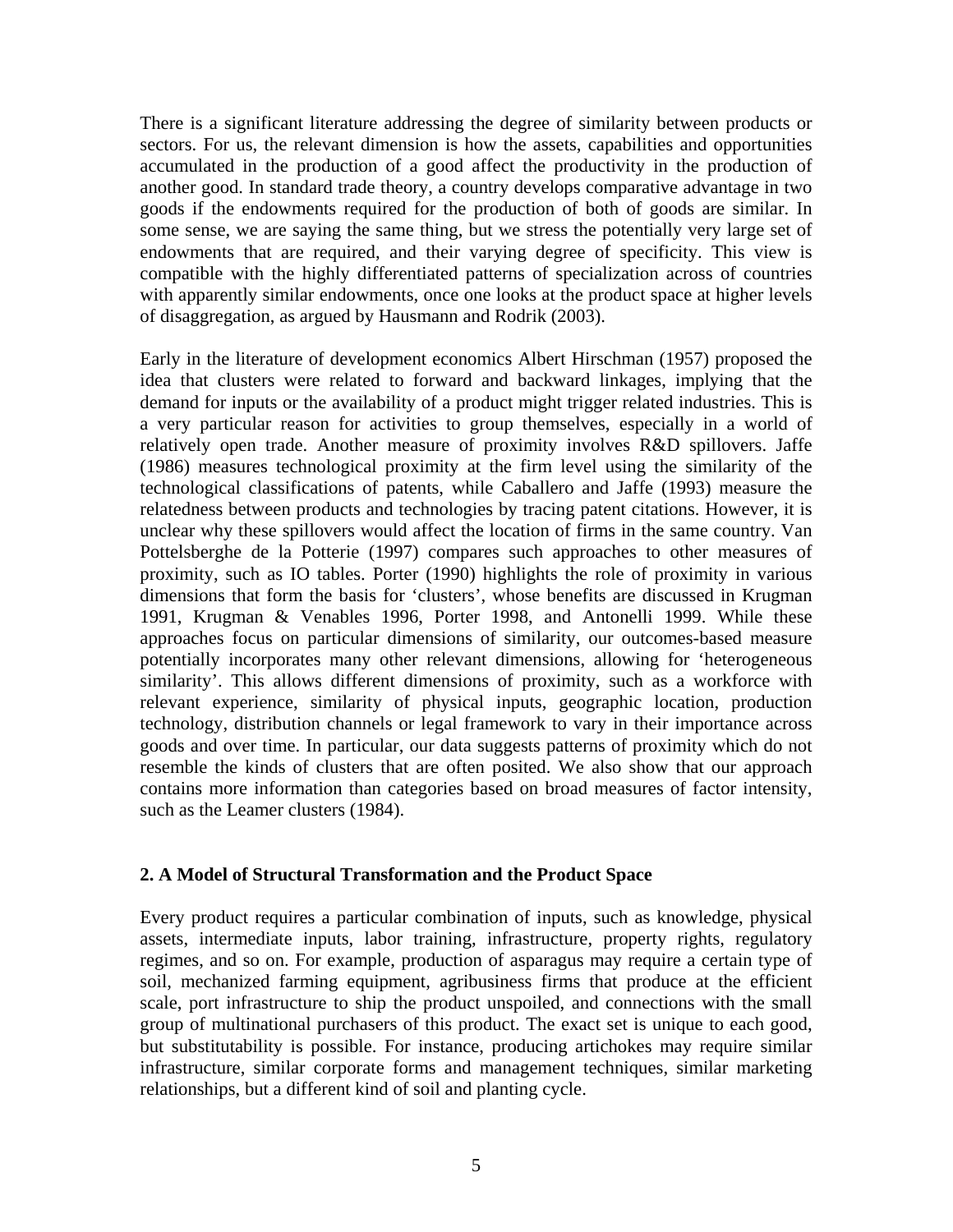There is a significant literature addressing the degree of similarity between products or sectors. For us, the relevant dimension is how the assets, capabilities and opportunities accumulated in the production of a good affect the productivity in the production of another good. In standard trade theory, a country develops comparative advantage in two goods if the endowments required for the production of both of goods are similar. In some sense, we are saying the same thing, but we stress the potentially very large set of endowments that are required, and their varying degree of specificity. This view is compatible with the highly differentiated patterns of specialization across of countries with apparently similar endowments, once one looks at the product space at higher levels of disaggregation, as argued by Hausmann and Rodrik (2003).

Early in the literature of development economics Albert Hirschman (1957) proposed the idea that clusters were related to forward and backward linkages, implying that the demand for inputs or the availability of a product might trigger related industries. This is a very particular reason for activities to group themselves, especially in a world of relatively open trade. Another measure of proximity involves R&D spillovers. Jaffe (1986) measures technological proximity at the firm level using the similarity of the technological classifications of patents, while Caballero and Jaffe (1993) measure the relatedness between products and technologies by tracing patent citations. However, it is unclear why these spillovers would affect the location of firms in the same country. Van Pottelsberghe de la Potterie (1997) compares such approaches to other measures of proximity, such as IO tables. Porter (1990) highlights the role of proximity in various dimensions that form the basis for 'clusters', whose benefits are discussed in Krugman 1991, Krugman & Venables 1996, Porter 1998, and Antonelli 1999. While these approaches focus on particular dimensions of similarity, our outcomes-based measure potentially incorporates many other relevant dimensions, allowing for 'heterogeneous similarity'. This allows different dimensions of proximity, such as a workforce with relevant experience, similarity of physical inputs, geographic location, production technology, distribution channels or legal framework to vary in their importance across goods and over time. In particular, our data suggests patterns of proximity which do not resemble the kinds of clusters that are often posited. We also show that our approach contains more information than categories based on broad measures of factor intensity, such as the Leamer clusters (1984).

## 2. A Model of Structural Transformation and the Product Space

Every product requires a particular combination of inputs, such as knowledge, physical assets, intermediate inputs, labor training, infrastructure, property rights, regulatory regimes, and so on. For example, production of asparagus may require a certain type of soil, mechanized farming equipment, agribusiness firms that produce at the efficient scale, port infrastructure to ship the product unspoiled, and connections with the small group of multinational purchasers of this product. The exact set is unique to each good, but substitutability is possible. For instance, producing artichokes may require similar infrastructure, similar corporate forms and management techniques, similar marketing relationships, but a different kind of soil and planting cycle.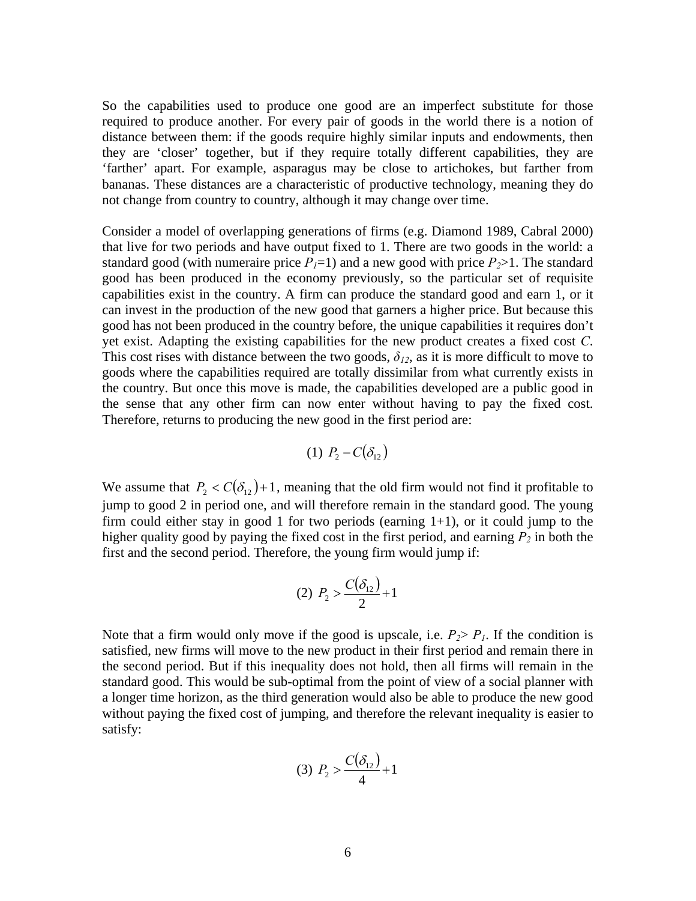So the capabilities used to produce one good are an imperfect substitute for those required to produce another. For every pair of goods in the world there is a notion of distance between them: if the goods require highly similar inputs and endowments, then they are 'closer' together, but if they require totally different capabilities, they are 'farther' apart. For example, asparagus may be close to artichokes, but farther from bananas. These distances are a characteristic of productive technology, meaning they do not change from country to country, although it may change over time.

Consider a model of overlapping generations of firms (e.g. Diamond 1989, Cabral 2000) that live for two periods and have output fixed to 1. There are two goods in the world: a standard good (with numeraire price $P_1$=1) and a new good with price $P_2$>1. The standard good has been produced in the economy previously, so the particular set of requisite capabilities exist in the country. A firm can produce the standard good and earn 1, or it can invest in the production of the new good that garners a higher price. But because this good has not been produced in the country before, the unique capabilities it requires don't yet exist. Adapting the existing capabilities for the new product creates a fixed cost $C$. This cost rises with distance between the two goods, $\delta_{12}$, as it is more difficult to move to goods where the capabilities required are totally dissimilar from what currently exists in the country. But once this move is made, the capabilities developed are a public good in the sense that any other firm can now enter without having to pay the fixed cost. Therefore, returns to producing the new good in the first period are:

$$(1)\ P_2 - C(\delta_{12})$$

We assume that $P_2 < C(\delta_{12}) + 1$, meaning that the old firm would not find it profitable to jump to good 2 in period one, and will therefore remain in the standard good. The young firm could either stay in good 1 for two periods (earning 1+1), or it could jump to the higher quality good by paying the fixed cost in the first period, and earning $P_2$ in both the first and the second period. Therefore, the young firm would jump if:

$$(2)\ P_2 > \frac{C(\delta_{12})}{2} + 1$$

Note that a firm would only move if the good is upscale, i.e. $P_2 > P_1$. If the condition is satisfied, new firms will move to the new product in their first period and remain there in the second period. But if this inequality does not hold, then all firms will remain in the standard good. This would be sub-optimal from the point of view of a social planner with a longer time horizon, as the third generation would also be able to produce the new good without paying the fixed cost of jumping, and therefore the relevant inequality is easier to satisfy:

$$(3)\ P_2 > \frac{C(\delta_{12})}{4} + 1$$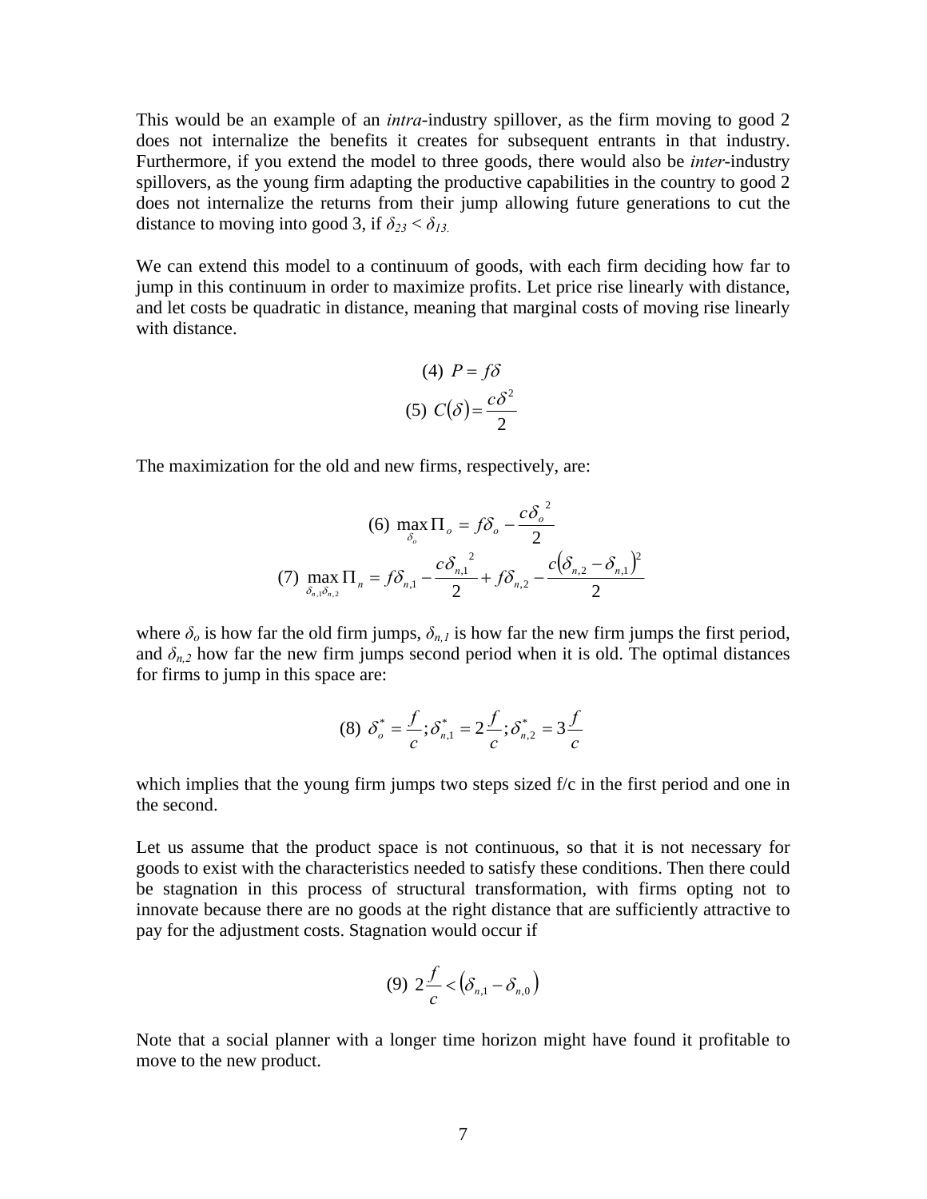This would be an example of an *intra*-industry spillover, as the firm moving to good 2 does not internalize the benefits it creates for subsequent entrants in that industry. Furthermore, if you extend the model to three goods, there would also be *inter*-industry spillovers, as the young firm adapting the productive capabilities in the country to good 2 does not internalize the returns from their jump allowing future generations to cut the distance to moving into good 3, if $\delta_{23} < \delta_{13}$.

We can extend this model to a continuum of goods, with each firm deciding how far to jump in this continuum in order to maximize profits. Let price rise linearly with distance, and let costs be quadratic in distance, meaning that marginal costs of moving rise linearly with distance.

$$\text{(4)}\ P = f\delta$$

$$\text{(5)}\ C(\delta) = \frac{c\delta^2}{2}$$

The maximization for the old and new firms, respectively, are:

$$\text{(6)}\ \max_{\delta_o} \Pi_o = f\delta_o - \frac{c\delta_o^{\ 2}}{2}$$

$$\text{(7)}\ \max_{\delta_{n,1}\delta_{n,2}} \Pi_n = f\delta_{n,1} - \frac{c\delta_{n,1}^{\ 2}}{2} + f\delta_{n,2} - \frac{c(\delta_{n,2} - \delta_{n,1})^2}{2}$$

where $\delta_o$ is how far the old firm jumps, $\delta_{n,1}$ is how far the new firm jumps the first period, and $\delta_{n,2}$ how far the new firm jumps second period when it is old. The optimal distances for firms to jump in this space are:

$$\text{(8)}\ \delta_o^* = \frac{f}{c}; \delta_{n,1}^* = 2\frac{f}{c}; \delta_{n,2}^* = 3\frac{f}{c}$$

which implies that the young firm jumps two steps sized f/c in the first period and one in the second.

Let us assume that the product space is not continuous, so that it is not necessary for goods to exist with the characteristics needed to satisfy these conditions. Then there could be stagnation in this process of structural transformation, with firms opting not to innovate because there are no goods at the right distance that are sufficiently attractive to pay for the adjustment costs. Stagnation would occur if

$$\text{(9)}\ 2\frac{f}{c} < (\delta_{n,1} - \delta_{n,0})$$

Note that a social planner with a longer time horizon might have found it profitable to move to the new product.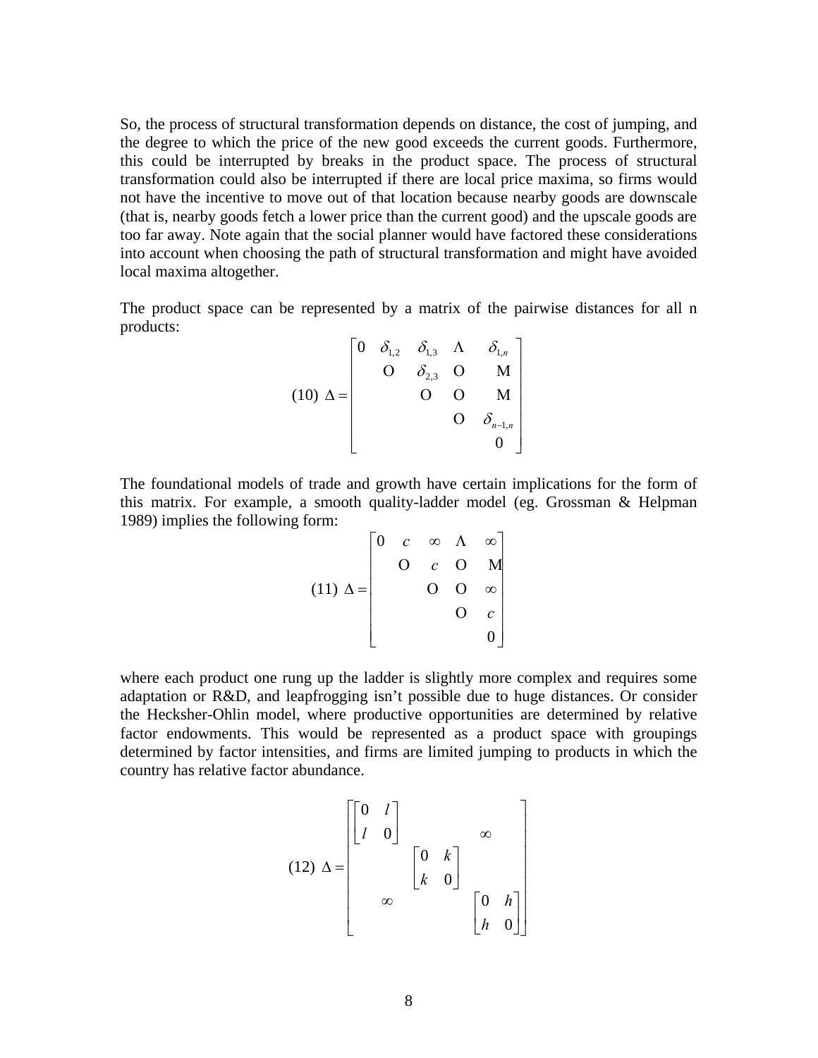So, the process of structural transformation depends on distance, the cost of jumping, and the degree to which the price of the new good exceeds the current goods. Furthermore, this could be interrupted by breaks in the product space. The process of structural transformation could also be interrupted if there are local price maxima, so firms would not have the incentive to move out of that location because nearby goods are downscale (that is, nearby goods fetch a lower price than the current good) and the upscale goods are too far away. Note again that the social planner would have factored these considerations into account when choosing the path of structural transformation and might have avoided local maxima altogether.

The product space can be represented by a matrix of the pairwise distances for all n products:

$$(10)\ \Delta = \begin{bmatrix} 0 & \delta_{1,2} & \delta_{1,3} & \cdots & \delta_{1,n} \\ & \ddots & \delta_{2,3} & \ddots & \vdots \\ & & \ddots & \ddots & \vdots \\ & & & \ddots & \delta_{n-1,n} \\ & & & & 0 \end{bmatrix}$$

The foundational models of trade and growth have certain implications for the form of this matrix. For example, a smooth quality-ladder model (eg. Grossman & Helpman 1989) implies the following form:

$$(11)\ \Delta = \begin{bmatrix} 0 & c & \infty & \cdots & \infty \\ & \ddots & c & \ddots & \vdots \\ & & \ddots & \ddots & \infty \\ & & & \ddots & c \\ & & & & 0 \end{bmatrix}$$

where each product one rung up the ladder is slightly more complex and requires some adaptation or R&D, and leapfrogging isn't possible due to huge distances. Or consider the Hecksher-Ohlin model, where productive opportunities are determined by relative factor endowments. This would be represented as a product space with groupings determined by factor intensities, and firms are limited jumping to products in which the country has relative factor abundance.

$$(12)\ \Delta = \begin{bmatrix} \begin{bmatrix} 0 & l \\ l & 0 \end{bmatrix} & & \infty \\ & \begin{bmatrix} 0 & k \\ k & 0 \end{bmatrix} & \\ \infty & & \begin{bmatrix} 0 & h \\ h & 0 \end{bmatrix} \end{bmatrix}$$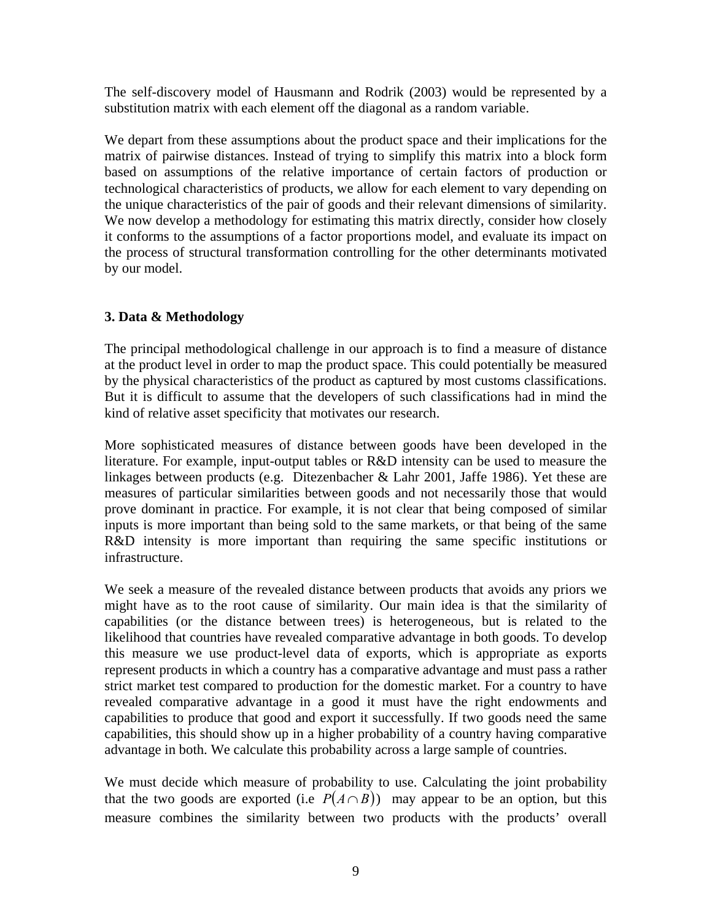The self-discovery model of Hausmann and Rodrik (2003) would be represented by a substitution matrix with each element off the diagonal as a random variable.

We depart from these assumptions about the product space and their implications for the matrix of pairwise distances. Instead of trying to simplify this matrix into a block form based on assumptions of the relative importance of certain factors of production or technological characteristics of products, we allow for each element to vary depending on the unique characteristics of the pair of goods and their relevant dimensions of similarity. We now develop a methodology for estimating this matrix directly, consider how closely it conforms to the assumptions of a factor proportions model, and evaluate its impact on the process of structural transformation controlling for the other determinants motivated by our model.

### 3. Data & Methodology

The principal methodological challenge in our approach is to find a measure of distance at the product level in order to map the product space. This could potentially be measured by the physical characteristics of the product as captured by most customs classifications. But it is difficult to assume that the developers of such classifications had in mind the kind of relative asset specificity that motivates our research.

More sophisticated measures of distance between goods have been developed in the literature. For example, input-output tables or R&D intensity can be used to measure the linkages between products (e.g. Ditezenbacher & Lahr 2001, Jaffe 1986). Yet these are measures of particular similarities between goods and not necessarily those that would prove dominant in practice. For example, it is not clear that being composed of similar inputs is more important than being sold to the same markets, or that being of the same R&D intensity is more important than requiring the same specific institutions or infrastructure.

We seek a measure of the revealed distance between products that avoids any priors we might have as to the root cause of similarity. Our main idea is that the similarity of capabilities (or the distance between trees) is heterogeneous, but is related to the likelihood that countries have revealed comparative advantage in both goods. To develop this measure we use product-level data of exports, which is appropriate as exports represent products in which a country has a comparative advantage and must pass a rather strict market test compared to production for the domestic market. For a country to have revealed comparative advantage in a good it must have the right endowments and capabilities to produce that good and export it successfully. If two goods need the same capabilities, this should show up in a higher probability of a country having comparative advantage in both. We calculate this probability across a large sample of countries.

We must decide which measure of probability to use. Calculating the joint probability that the two goods are exported (i.e $P(A \cap B)$) may appear to be an option, but this measure combines the similarity between two products with the products' overall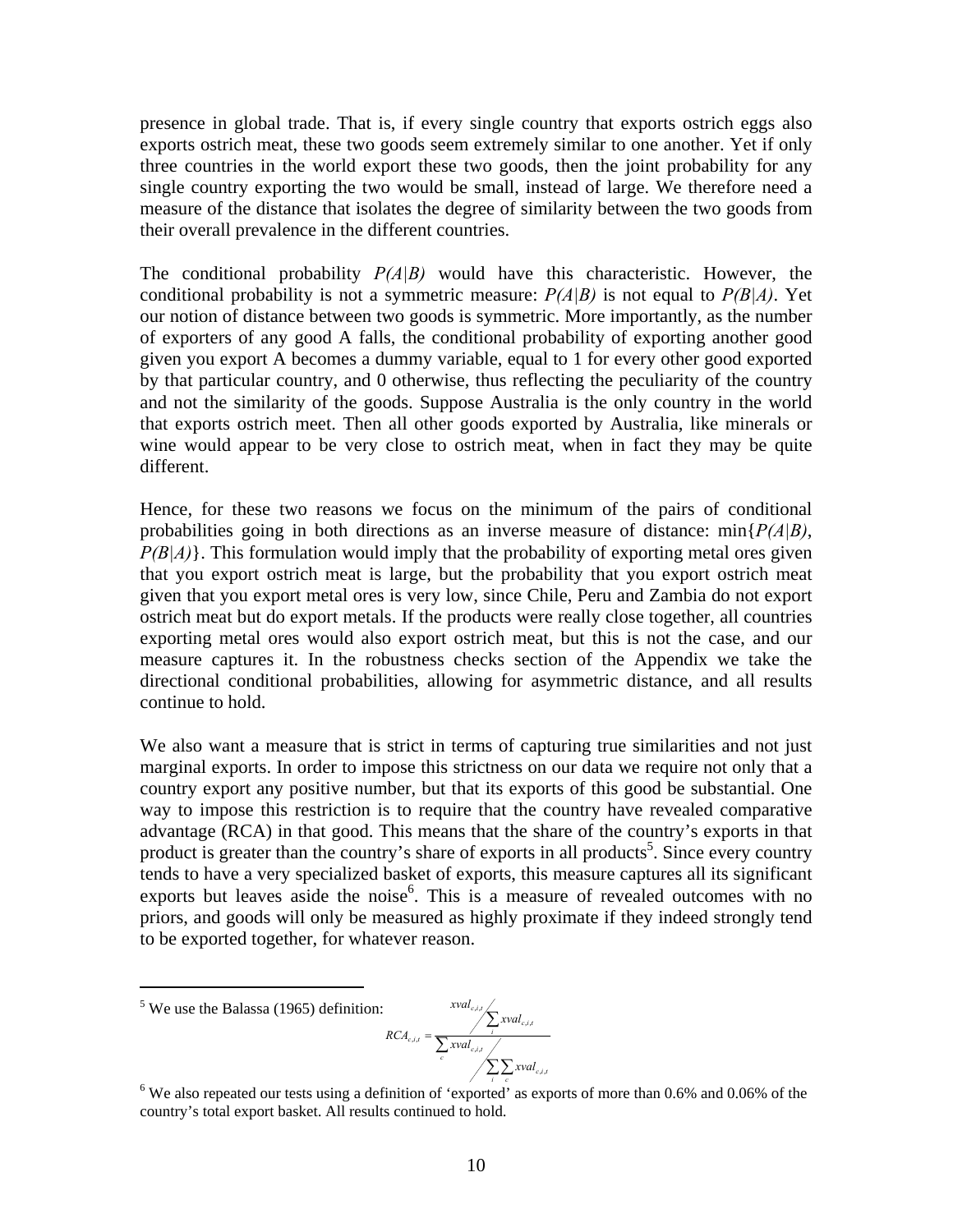presence in global trade. That is, if every single country that exports ostrich eggs also exports ostrich meat, these two goods seem extremely similar to one another. Yet if only three countries in the world export these two goods, then the joint probability for any single country exporting the two would be small, instead of large. We therefore need a measure of the distance that isolates the degree of similarity between the two goods from their overall prevalence in the different countries.

The conditional probability $P(A|B)$ would have this characteristic. However, the conditional probability is not a symmetric measure: $P(A|B)$ is not equal to $P(B|A)$. Yet our notion of distance between two goods is symmetric. More importantly, as the number of exporters of any good A falls, the conditional probability of exporting another good given you export A becomes a dummy variable, equal to 1 for every other good exported by that particular country, and 0 otherwise, thus reflecting the peculiarity of the country and not the similarity of the goods. Suppose Australia is the only country in the world that exports ostrich meet. Then all other goods exported by Australia, like minerals or wine would appear to be very close to ostrich meat, when in fact they may be quite different.

Hence, for these two reasons we focus on the minimum of the pairs of conditional probabilities going in both directions as an inverse measure of distance: $\min\{P(A|B), P(B|A)\}$. This formulation would imply that the probability of exporting metal ores given that you export ostrich meat is large, but the probability that you export ostrich meat given that you export metal ores is very low, since Chile, Peru and Zambia do not export ostrich meat but do export metals. If the products were really close together, all countries exporting metal ores would also export ostrich meat, but this is not the case, and our measure captures it. In the robustness checks section of the Appendix we take the directional conditional probabilities, allowing for asymmetric distance, and all results continue to hold.

We also want a measure that is strict in terms of capturing true similarities and not just marginal exports. In order to impose this strictness on our data we require not only that a country export any positive number, but that its exports of this good be substantial. One way to impose this restriction is to require that the country have revealed comparative advantage (RCA) in that good. This means that the share of the country's exports in that product is greater than the country's share of exports in all products[5]. Since every country tends to have a very specialized basket of exports, this measure captures all its significant exports but leaves aside the noise[6]. This is a measure of revealed outcomes with no priors, and goods will only be measured as highly proximate if they indeed strongly tend to be exported together, for whatever reason.

[5] We use the Balassa (1965) definition:

$$RCA_{c,i,t} = \frac{xval_{c,i,t} \Big/ \sum_{i} xval_{c,i,t}}{\sum_{c} xval_{c,i,t} \Big/ \sum_{i}\sum_{c} xval_{c,i,t}}$$

[6] We also repeated our tests using a definition of 'exported' as exports of more than 0.6% and 0.06% of the country's total export basket. All results continued to hold.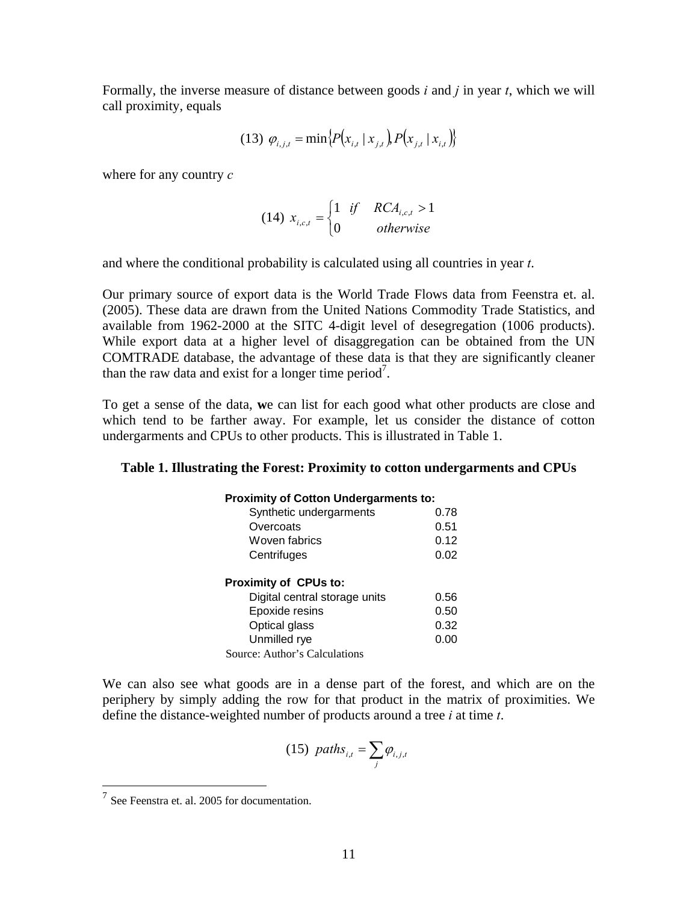Formally, the inverse measure of distance between goods *i* and *j* in year *t*, which we will call proximity, equals

$$(13)\ \ \varphi_{i,j,t} = \min\left\{P\left(x_{i,t} \mid x_{j,t}\right), P\left(x_{j,t} \mid x_{i,t}\right)\right\}$$

where for any country *c*

$$(14)\ \ x_{i,c,t} = \begin{cases} 1 & if \quad RCA_{i,c,t} > 1 \\ 0 & otherwise \end{cases}$$

and where the conditional probability is calculated using all countries in year *t*.

Our primary source of export data is the World Trade Flows data from Feenstra et. al. (2005). These data are drawn from the United Nations Commodity Trade Statistics, and available from 1962-2000 at the SITC 4-digit level of desegregation (1006 products). While export data at a higher level of disaggregation can be obtained from the UN COMTRADE database, the advantage of these data is that they are significantly cleaner than the raw data and exist for a longer time period[7].

To get a sense of the data, **w**e can list for each good what other products are close and which tend to be farther away. For example, let us consider the distance of cotton undergarments and CPUs to other products. This is illustrated in Table 1.

**Table 1. Illustrating the Forest: Proximity to cotton undergarments and CPUs**

| **Proximity of Cotton Undergarments to:** | |
|---|---|
| Synthetic undergarments | 0.78 |
| Overcoats | 0.51 |
| Woven fabrics | 0.12 |
| Centrifuges | 0.02 |
| **Proximity of CPUs to:** | |
| Digital central storage units | 0.56 |
| Epoxide resins | 0.50 |
| Optical glass | 0.32 |
| Unmilled rye | 0.00 |

Source: Author's Calculations

We can also see what goods are in a dense part of the forest, and which are on the periphery by simply adding the row for that product in the matrix of proximities. We define the distance-weighted number of products around a tree *i* at time *t*.

$$(15)\ \ paths_{i,t} = \sum_j \varphi_{i,j,t}$$

---

[7] See Feenstra et. al. 2005 for documentation.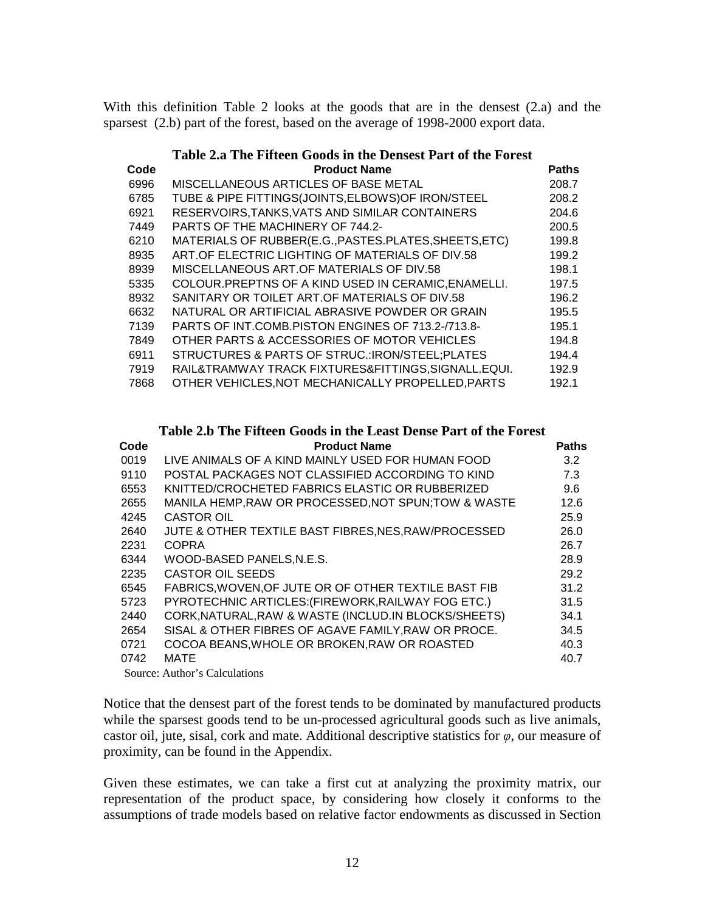With this definition Table 2 looks at the goods that are in the densest (2.a) and the sparsest (2.b) part of the forest, based on the average of 1998-2000 export data.

**Table 2.a The Fifteen Goods in the Densest Part of the Forest**

| Code | Product Name | Paths |
|---|---|---|
| 6996 | MISCELLANEOUS ARTICLES OF BASE METAL | 208.7 |
| 6785 | TUBE & PIPE FITTINGS(JOINTS,ELBOWS)OF IRON/STEEL | 208.2 |
| 6921 | RESERVOIRS,TANKS,VATS AND SIMILAR CONTAINERS | 204.6 |
| 7449 | PARTS OF THE MACHINERY OF 744.2- | 200.5 |
| 6210 | MATERIALS OF RUBBER(E.G.,PASTES.PLATES,SHEETS,ETC) | 199.8 |
| 8935 | ART.OF ELECTRIC LIGHTING OF MATERIALS OF DIV.58 | 199.2 |
| 8939 | MISCELLANEOUS ART.OF MATERIALS OF DIV.58 | 198.1 |
| 5335 | COLOUR.PREPTNS OF A KIND USED IN CERAMIC,ENAMELLI. | 197.5 |
| 8932 | SANITARY OR TOILET ART.OF MATERIALS OF DIV.58 | 196.2 |
| 6632 | NATURAL OR ARTIFICIAL ABRASIVE POWDER OR GRAIN | 195.5 |
| 7139 | PARTS OF INT.COMB.PISTON ENGINES OF 713.2-/713.8- | 195.1 |
| 7849 | OTHER PARTS & ACCESSORIES OF MOTOR VEHICLES | 194.8 |
| 6911 | STRUCTURES & PARTS OF STRUC.:IRON/STEEL;PLATES | 194.4 |
| 7919 | RAIL&TRAMWAY TRACK FIXTURES&FITTINGS,SIGNALL.EQUI. | 192.9 |
| 7868 | OTHER VEHICLES,NOT MECHANICALLY PROPELLED,PARTS | 192.1 |

**Table 2.b The Fifteen Goods in the Least Dense Part of the Forest**

| Code | Product Name | Paths |
|---|---|---|
| 0019 | LIVE ANIMALS OF A KIND MAINLY USED FOR HUMAN FOOD | 3.2 |
| 9110 | POSTAL PACKAGES NOT CLASSIFIED ACCORDING TO KIND | 7.3 |
| 6553 | KNITTED/CROCHETED FABRICS ELASTIC OR RUBBERIZED | 9.6 |
| 2655 | MANILA HEMP,RAW OR PROCESSED,NOT SPUN;TOW & WASTE | 12.6 |
| 4245 | CASTOR OIL | 25.9 |
| 2640 | JUTE & OTHER TEXTILE BAST FIBRES,NES,RAW/PROCESSED | 26.0 |
| 2231 | COPRA | 26.7 |
| 6344 | WOOD-BASED PANELS,N.E.S. | 28.9 |
| 2235 | CASTOR OIL SEEDS | 29.2 |
| 6545 | FABRICS,WOVEN,OF JUTE OR OF OTHER TEXTILE BAST FIB | 31.2 |
| 5723 | PYROTECHNIC ARTICLES:(FIREWORK,RAILWAY FOG ETC.) | 31.5 |
| 2440 | CORK,NATURAL,RAW & WASTE (INCLUD.IN BLOCKS/SHEETS) | 34.1 |
| 2654 | SISAL & OTHER FIBRES OF AGAVE FAMILY,RAW OR PROCE. | 34.5 |
| 0721 | COCOA BEANS,WHOLE OR BROKEN,RAW OR ROASTED | 40.3 |
| 0742 | MATE | 40.7 |

Source: Author's Calculations

Notice that the densest part of the forest tends to be dominated by manufactured products while the sparsest goods tend to be un-processed agricultural goods such as live animals, castor oil, jute, sisal, cork and mate. Additional descriptive statistics for $\varphi$, our measure of proximity, can be found in the Appendix.

Given these estimates, we can take a first cut at analyzing the proximity matrix, our representation of the product space, by considering how closely it conforms to the assumptions of trade models based on relative factor endowments as discussed in Section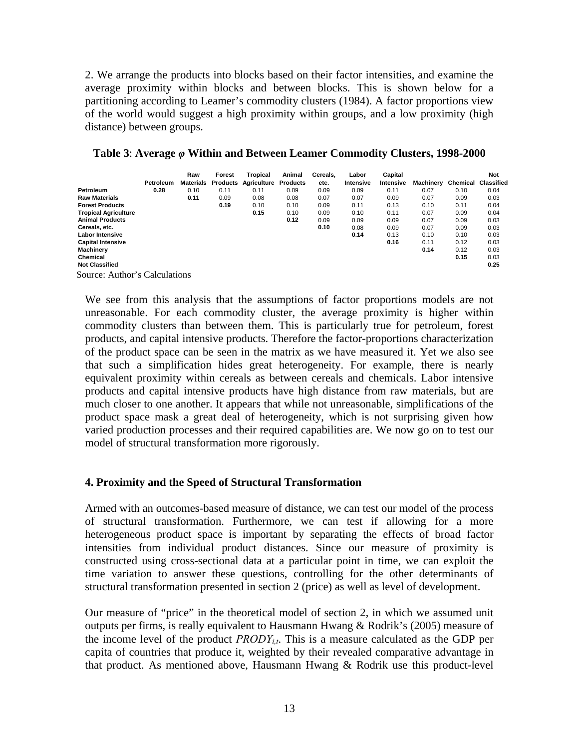2. We arrange the products into blocks based on their factor intensities, and examine the average proximity within blocks and between blocks. This is shown below for a partitioning according to Leamer's commodity clusters (1984). A factor proportions view of the world would suggest a high proximity within groups, and a low proximity (high distance) between groups.

**Table 3**: **Average *φ* Within and Between Leamer Commodity Clusters, 1998-2000**

| | Petroleum | Raw Materials | Forest Products | Tropical Agriculture | Animal Products | Cereals, etc. | Labor Intensive | Capital Intensive | Machinery | Chemical | Not Classified |
|---|---|---|---|---|---|---|---|---|---|---|---|
| **Petroleum** | **0.28** | 0.10 | 0.11 | 0.11 | 0.09 | 0.09 | 0.09 | 0.11 | 0.07 | 0.10 | 0.04 |
| **Raw Materials** | | **0.11** | 0.09 | 0.08 | 0.08 | 0.07 | 0.07 | 0.09 | 0.07 | 0.09 | 0.03 |
| **Forest Products** | | | **0.19** | 0.10 | 0.10 | 0.09 | 0.11 | 0.13 | 0.10 | 0.11 | 0.04 |
| **Tropical Agriculture** | | | | **0.15** | 0.10 | 0.09 | 0.10 | 0.11 | 0.07 | 0.09 | 0.04 |
| **Animal Products** | | | | | **0.12** | 0.09 | 0.09 | 0.09 | 0.07 | 0.09 | 0.03 |
| **Cereals, etc.** | | | | | | **0.10** | 0.08 | 0.09 | 0.07 | 0.09 | 0.03 |
| **Labor Intensive** | | | | | | | **0.14** | 0.13 | 0.10 | 0.10 | 0.03 |
| **Capital Intensive** | | | | | | | | **0.16** | 0.11 | 0.12 | 0.03 |
| **Machinery** | | | | | | | | | **0.14** | 0.12 | 0.03 |
| **Chemical** | | | | | | | | | | **0.15** | 0.03 |
| **Not Classified** | | | | | | | | | | | **0.25** |

Source: Author's Calculations

We see from this analysis that the assumptions of factor proportions models are not unreasonable. For each commodity cluster, the average proximity is higher within commodity clusters than between them. This is particularly true for petroleum, forest products, and capital intensive products. Therefore the factor-proportions characterization of the product space can be seen in the matrix as we have measured it. Yet we also see that such a simplification hides great heterogeneity. For example, there is nearly equivalent proximity within cereals as between cereals and chemicals. Labor intensive products and capital intensive products have high distance from raw materials, but are much closer to one another. It appears that while not unreasonable, simplifications of the product space mask a great deal of heterogeneity, which is not surprising given how varied production processes and their required capabilities are. We now go on to test our model of structural transformation more rigorously.

## 4. Proximity and the Speed of Structural Transformation

Armed with an outcomes-based measure of distance, we can test our model of the process of structural transformation. Furthermore, we can test if allowing for a more heterogeneous product space is important by separating the effects of broad factor intensities from individual product distances. Since our measure of proximity is constructed using cross-sectional data at a particular point in time, we can exploit the time variation to answer these questions, controlling for the other determinants of structural transformation presented in section 2 (price) as well as level of development.

Our measure of "price" in the theoretical model of section 2, in which we assumed unit outputs per firms, is really equivalent to Hausmann Hwang & Rodrik's (2005) measure of the income level of the product $PRODY_{i,t}$. This is a measure calculated as the GDP per capita of countries that produce it, weighted by their revealed comparative advantage in that product. As mentioned above, Hausmann Hwang & Rodrik use this product-level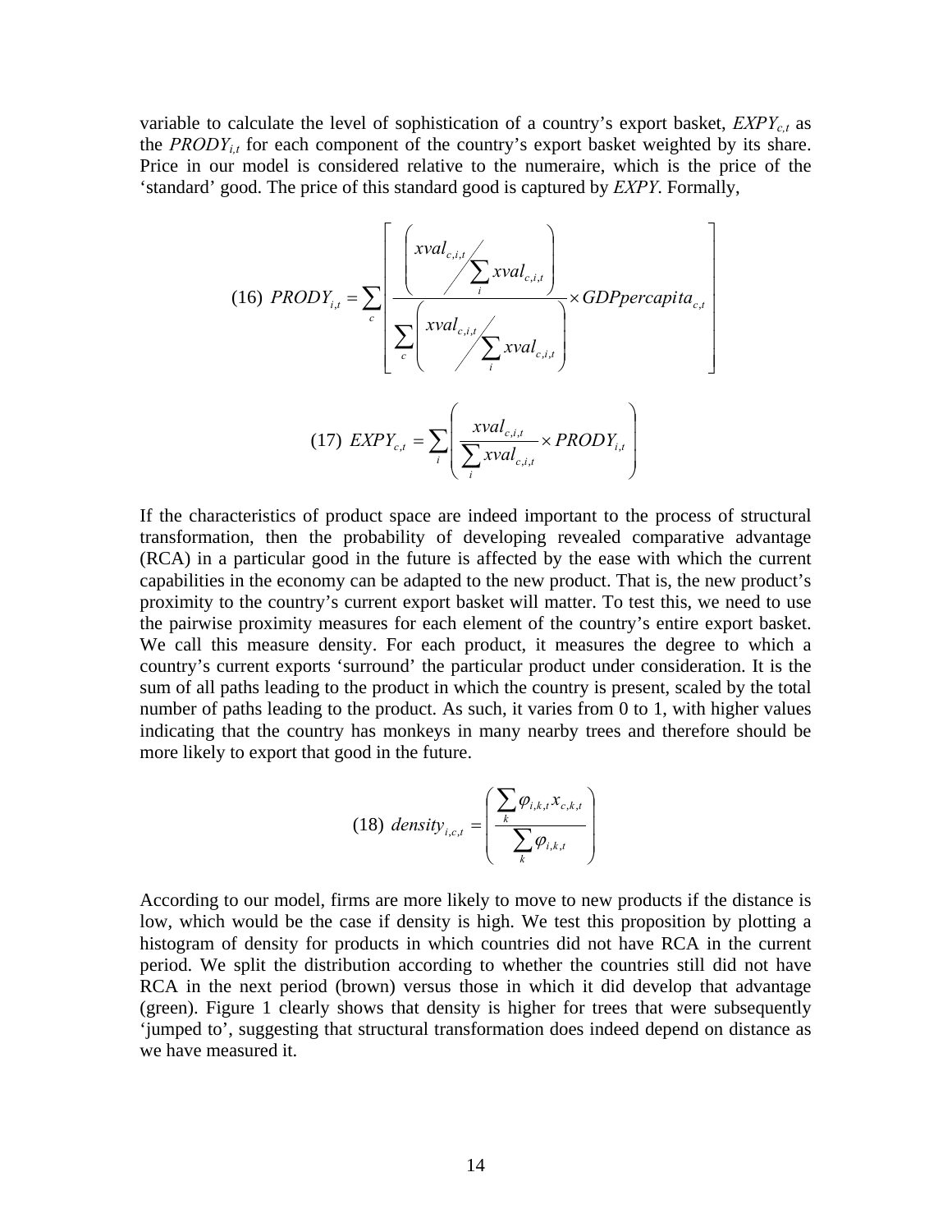variable to calculate the level of sophistication of a country's export basket, $EXPY_{c,t}$ as the $PRODY_{i,t}$ for each component of the country's export basket weighted by its share. Price in our model is considered relative to the numeraire, which is the price of the 'standard' good. The price of this standard good is captured by *EXPY*. Formally,

$$
(16)\ PRODY_{i,t} = \sum_{c} \left[ \frac{\left( xval_{c,i,t} \Big/ \sum_{i} xval_{c,i,t} \right)}{\sum_{c} \left( xval_{c,i,t} \Big/ \sum_{i} xval_{c,i,t} \right)} \times GDPpercapita_{c,t} \right]
$$

$$
(17)\ EXPY_{c,t} = \sum_{i} \left( \frac{xval_{c,i,t}}{\sum_{i} xval_{c,i,t}} \times PRODY_{i,t} \right)
$$

If the characteristics of product space are indeed important to the process of structural transformation, then the probability of developing revealed comparative advantage (RCA) in a particular good in the future is affected by the ease with which the current capabilities in the economy can be adapted to the new product. That is, the new product's proximity to the country's current export basket will matter. To test this, we need to use the pairwise proximity measures for each element of the country's entire export basket. We call this measure density. For each product, it measures the degree to which a country's current exports 'surround' the particular product under consideration. It is the sum of all paths leading to the product in which the country is present, scaled by the total number of paths leading to the product. As such, it varies from 0 to 1, with higher values indicating that the country has monkeys in many nearby trees and therefore should be more likely to export that good in the future.

$$
(18)\ density_{i,c,t} = \left( \frac{\sum_{k} \varphi_{i,k,t} x_{c,k,t}}{\sum_{k} \varphi_{i,k,t}} \right)
$$

According to our model, firms are more likely to move to new products if the distance is low, which would be the case if density is high. We test this proposition by plotting a histogram of density for products in which countries did not have RCA in the current period. We split the distribution according to whether the countries still did not have RCA in the next period (brown) versus those in which it did develop that advantage (green). Figure 1 clearly shows that density is higher for trees that were subsequently 'jumped to', suggesting that structural transformation does indeed depend on distance as we have measured it.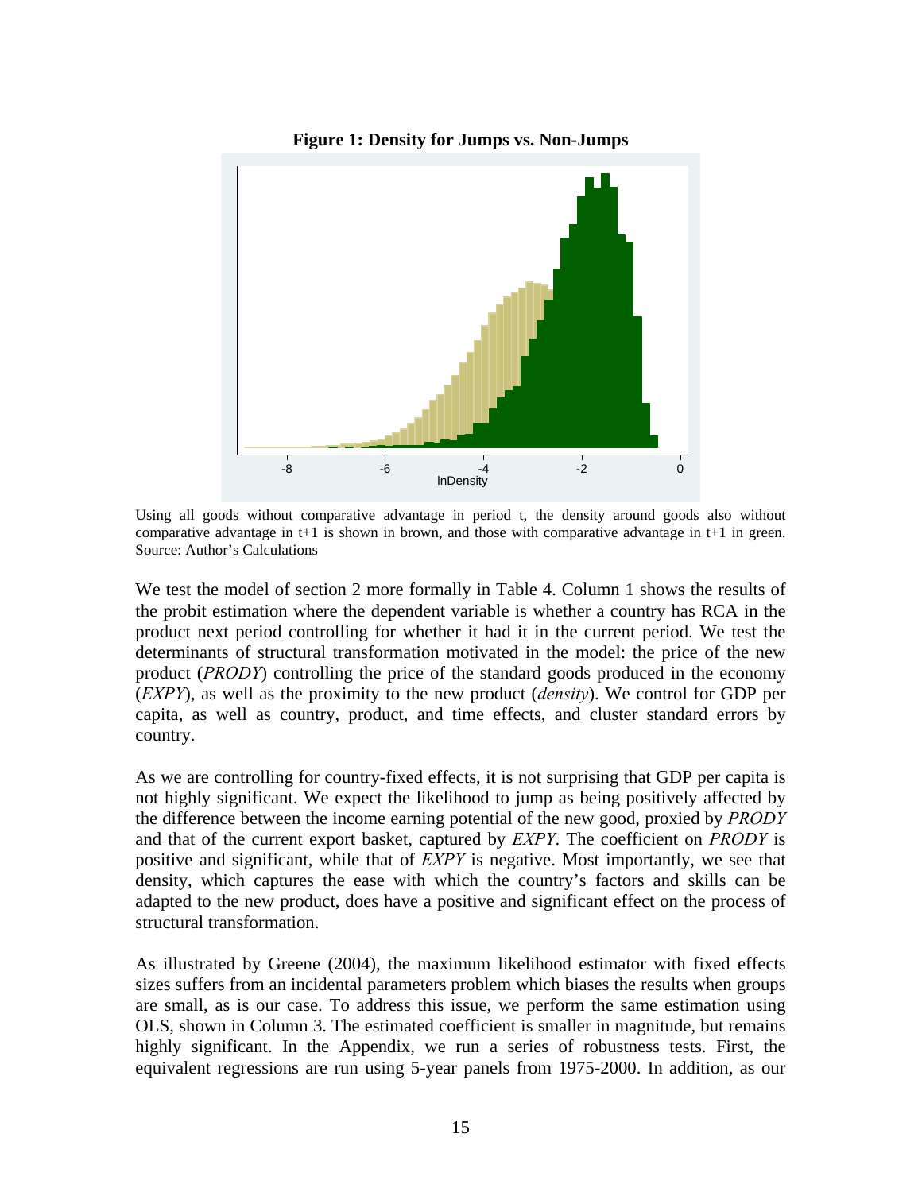**Figure 1: Density for Jumps vs. Non-Jumps**

Using all goods without comparative advantage in period t, the density around goods also without comparative advantage in t+1 is shown in brown, and those with comparative advantage in t+1 in green. Source: Author's Calculations

We test the model of section 2 more formally in Table 4. Column 1 shows the results of the probit estimation where the dependent variable is whether a country has RCA in the product next period controlling for whether it had it in the current period. We test the determinants of structural transformation motivated in the model: the price of the new product (*PRODY*) controlling the price of the standard goods produced in the economy (*EXPY*), as well as the proximity to the new product (*density*). We control for GDP per capita, as well as country, product, and time effects, and cluster standard errors by country.

As we are controlling for country-fixed effects, it is not surprising that GDP per capita is not highly significant. We expect the likelihood to jump as being positively affected by the difference between the income earning potential of the new good, proxied by *PRODY* and that of the current export basket, captured by *EXPY*. The coefficient on *PRODY* is positive and significant, while that of *EXPY* is negative. Most importantly, we see that density, which captures the ease with which the country's factors and skills can be adapted to the new product, does have a positive and significant effect on the process of structural transformation.

As illustrated by Greene (2004), the maximum likelihood estimator with fixed effects sizes suffers from an incidental parameters problem which biases the results when groups are small, as is our case. To address this issue, we perform the same estimation using OLS, shown in Column 3. The estimated coefficient is smaller in magnitude, but remains highly significant. In the Appendix, we run a series of robustness tests. First, the equivalent regressions are run using 5-year panels from 1975-2000. In addition, as our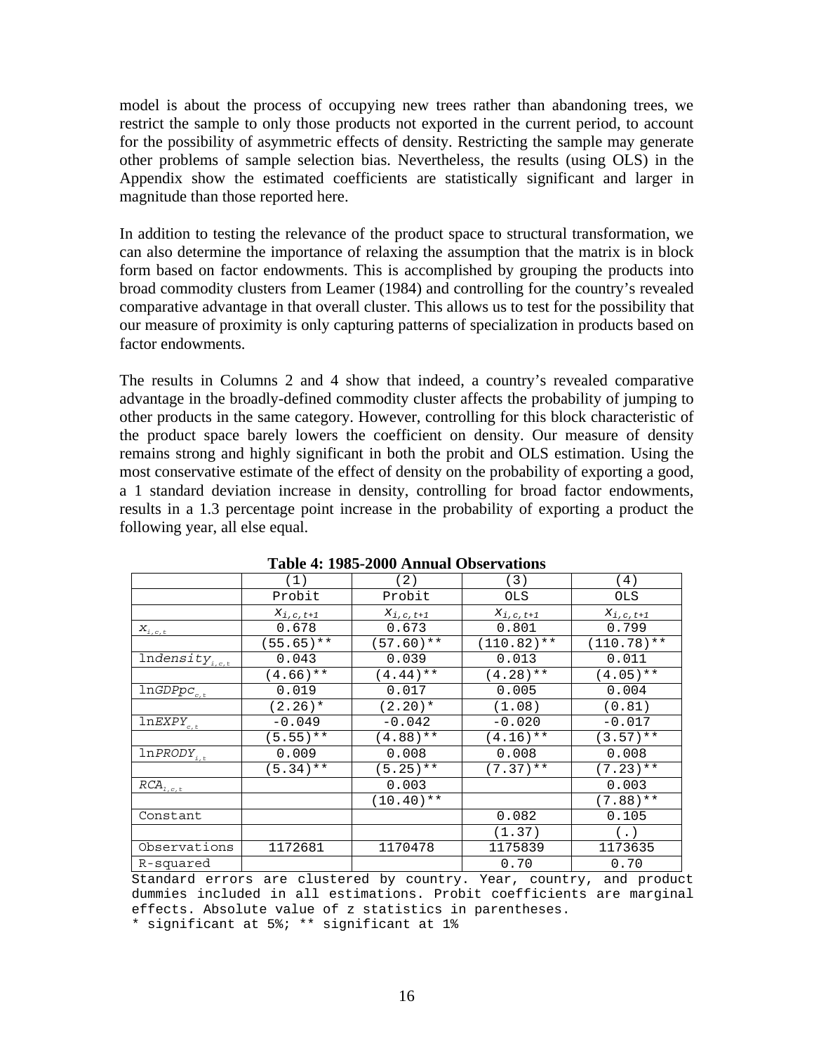model is about the process of occupying new trees rather than abandoning trees, we restrict the sample to only those products not exported in the current period, to account for the possibility of asymmetric effects of density. Restricting the sample may generate other problems of sample selection bias. Nevertheless, the results (using OLS) in the Appendix show the estimated coefficients are statistically significant and larger in magnitude than those reported here.

In addition to testing the relevance of the product space to structural transformation, we can also determine the importance of relaxing the assumption that the matrix is in block form based on factor endowments. This is accomplished by grouping the products into broad commodity clusters from Leamer (1984) and controlling for the country's revealed comparative advantage in that overall cluster. This allows us to test for the possibility that our measure of proximity is only capturing patterns of specialization in products based on factor endowments.

The results in Columns 2 and 4 show that indeed, a country's revealed comparative advantage in the broadly-defined commodity cluster affects the probability of jumping to other products in the same category. However, controlling for this block characteristic of the product space barely lowers the coefficient on density. Our measure of density remains strong and highly significant in both the probit and OLS estimation. Using the most conservative estimate of the effect of density on the probability of exporting a good, a 1 standard deviation increase in density, controlling for broad factor endowments, results in a 1.3 percentage point increase in the probability of exporting a product the following year, all else equal.

**Table 4: 1985-2000 Annual Observations**

| | (1) | (2) | (3) | (4) |
|---|---|---|---|---|
| | Probit | Probit | OLS | OLS |
| | $x_{i,c,t+1}$ | $x_{i,c,t+1}$ | $x_{i,c,t+1}$ | $x_{i,c,t+1}$ |
| $x_{i,c,t}$ | 0.678 | 0.673 | 0.801 | 0.799 |
| | (55.65)** | (57.60)** | (110.82)** | (110.78)** |
| $\ln density_{i,c,t}$ | 0.043 | 0.039 | 0.013 | 0.011 |
| | (4.66)** | (4.44)** | (4.28)** | (4.05)** |
| $\ln GDPpc_{c,t}$ | 0.019 | 0.017 | 0.005 | 0.004 |
| | (2.26)* | (2.20)* | (1.08) | (0.81) |
| $\ln EXPY_{c,t}$ | -0.049 | -0.042 | -0.020 | -0.017 |
| | (5.55)** | (4.88)** | (4.16)** | (3.57)** |
| $\ln PRODY_{i,t}$ | 0.009 | 0.008 | 0.008 | 0.008 |
| | (5.34)** | (5.25)** | (7.37)** | (7.23)** |
| $RCA_{i,c,t}$ | | 0.003 | | 0.003 |
| | | (10.40)** | | (7.88)** |
| Constant | | | 0.082 | 0.105 |
| | | | (1.37) | (.) |
| Observations | 1172681 | 1170478 | 1175839 | 1173635 |
| R-squared | | | 0.70 | 0.70 |

Standard errors are clustered by country. Year, country, and product dummies included in all estimations. Probit coefficients are marginal effects. Absolute value of z statistics in parentheses.
* significant at 5%; ** significant at 1%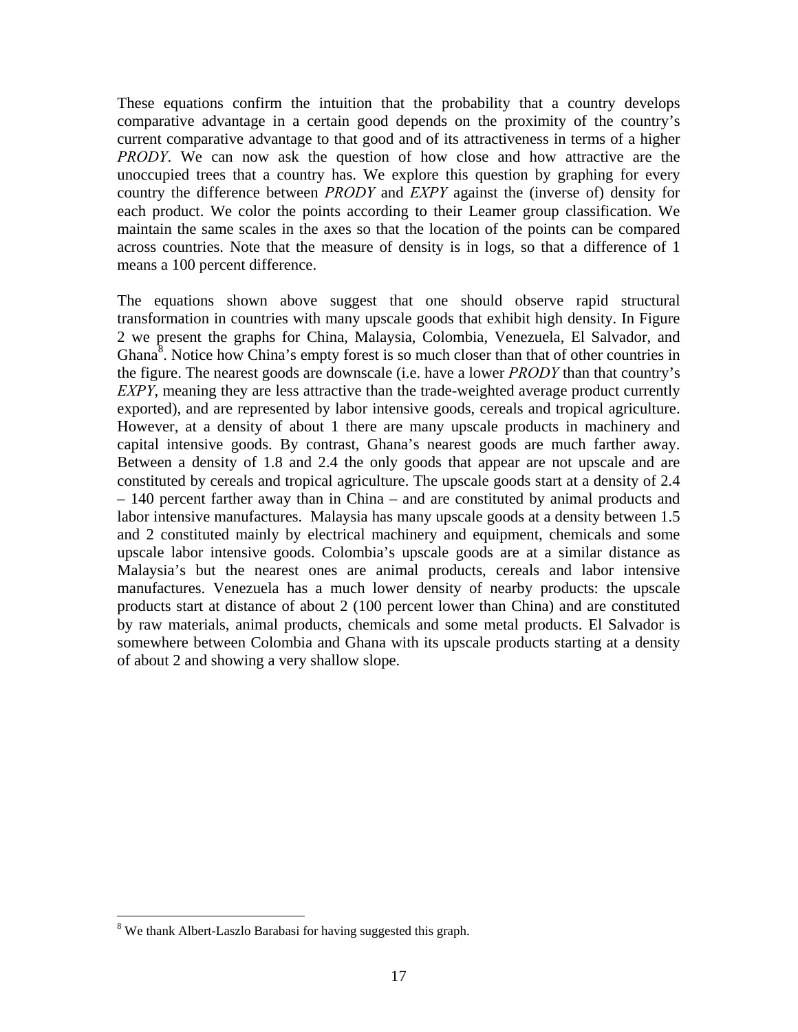These equations confirm the intuition that the probability that a country develops comparative advantage in a certain good depends on the proximity of the country's current comparative advantage to that good and of its attractiveness in terms of a higher *PRODY*. We can now ask the question of how close and how attractive are the unoccupied trees that a country has. We explore this question by graphing for every country the difference between *PRODY* and *EXPY* against the (inverse of) density for each product. We color the points according to their Leamer group classification. We maintain the same scales in the axes so that the location of the points can be compared across countries. Note that the measure of density is in logs, so that a difference of 1 means a 100 percent difference.

The equations shown above suggest that one should observe rapid structural transformation in countries with many upscale goods that exhibit high density. In Figure 2 we present the graphs for China, Malaysia, Colombia, Venezuela, El Salvador, and Ghana[8]. Notice how China's empty forest is so much closer than that of other countries in the figure. The nearest goods are downscale (i.e. have a lower *PRODY* than that country's *EXPY*, meaning they are less attractive than the trade-weighted average product currently exported), and are represented by labor intensive goods, cereals and tropical agriculture. However, at a density of about 1 there are many upscale products in machinery and capital intensive goods. By contrast, Ghana's nearest goods are much farther away. Between a density of 1.8 and 2.4 the only goods that appear are not upscale and are constituted by cereals and tropical agriculture. The upscale goods start at a density of 2.4 – 140 percent farther away than in China – and are constituted by animal products and labor intensive manufactures. Malaysia has many upscale goods at a density between 1.5 and 2 constituted mainly by electrical machinery and equipment, chemicals and some upscale labor intensive goods. Colombia's upscale goods are at a similar distance as Malaysia's but the nearest ones are animal products, cereals and labor intensive manufactures. Venezuela has a much lower density of nearby products: the upscale products start at distance of about 2 (100 percent lower than China) and are constituted by raw materials, animal products, chemicals and some metal products. El Salvador is somewhere between Colombia and Ghana with its upscale products starting at a density of about 2 and showing a very shallow slope.

[8] We thank Albert-Laszlo Barabasi for having suggested this graph.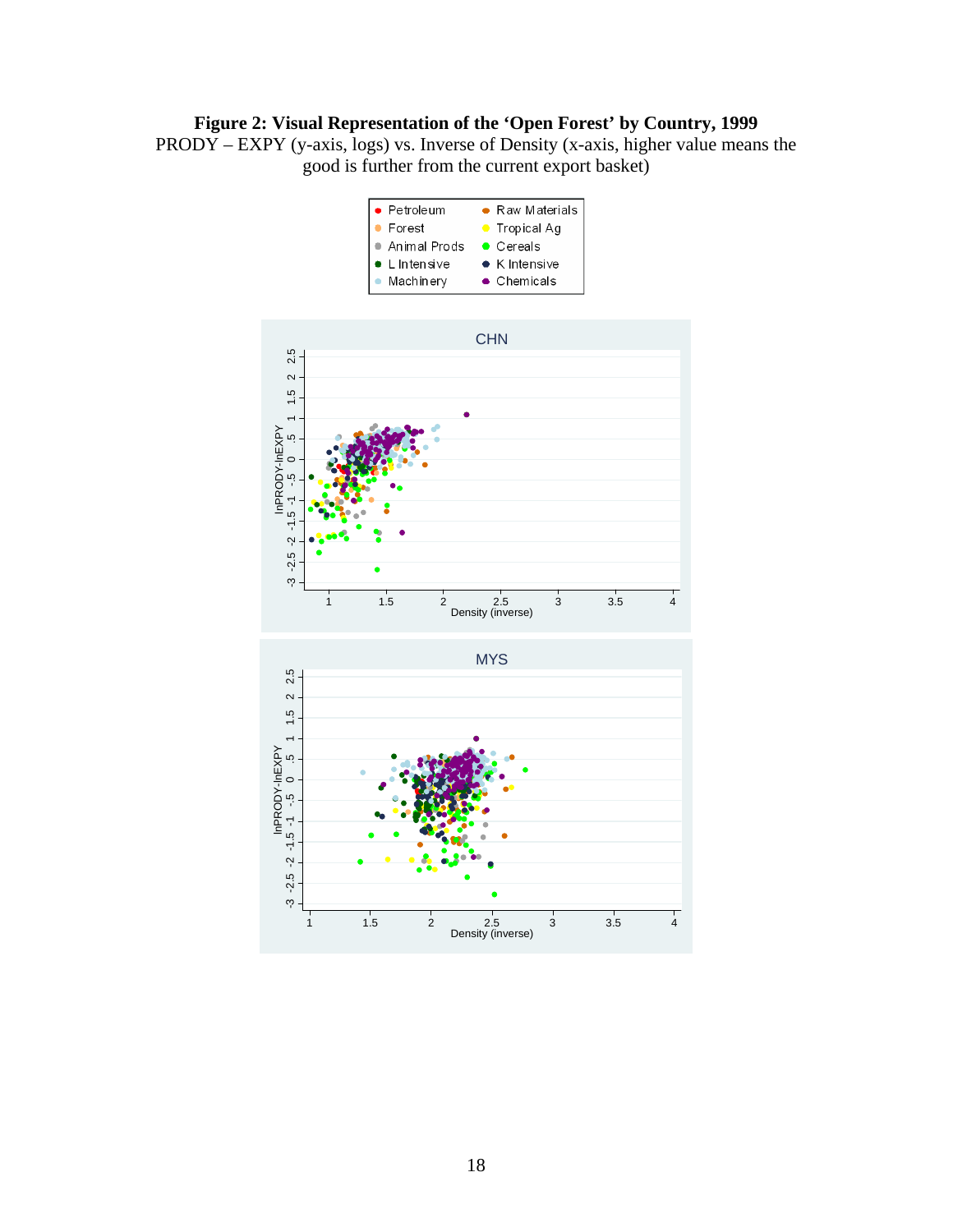**Figure 2: Visual Representation of the 'Open Forest' by Country, 1999**

PRODY – EXPY (y-axis, logs) vs. Inverse of Density (x-axis, higher value means the good is further from the current export basket)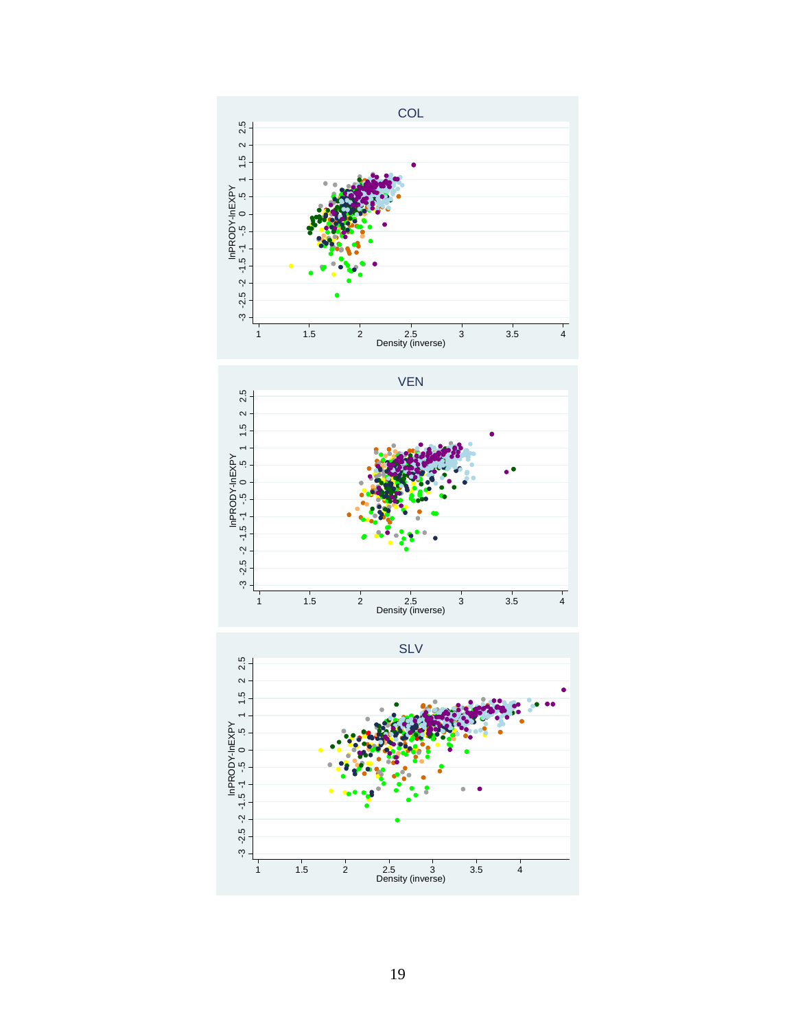COL

lnPRODY-lnEXPY

Density (inverse)

VEN

lnPRODY-lnEXPY

Density (inverse)

SLV

lnPRODY-lnEXPY

Density (inverse)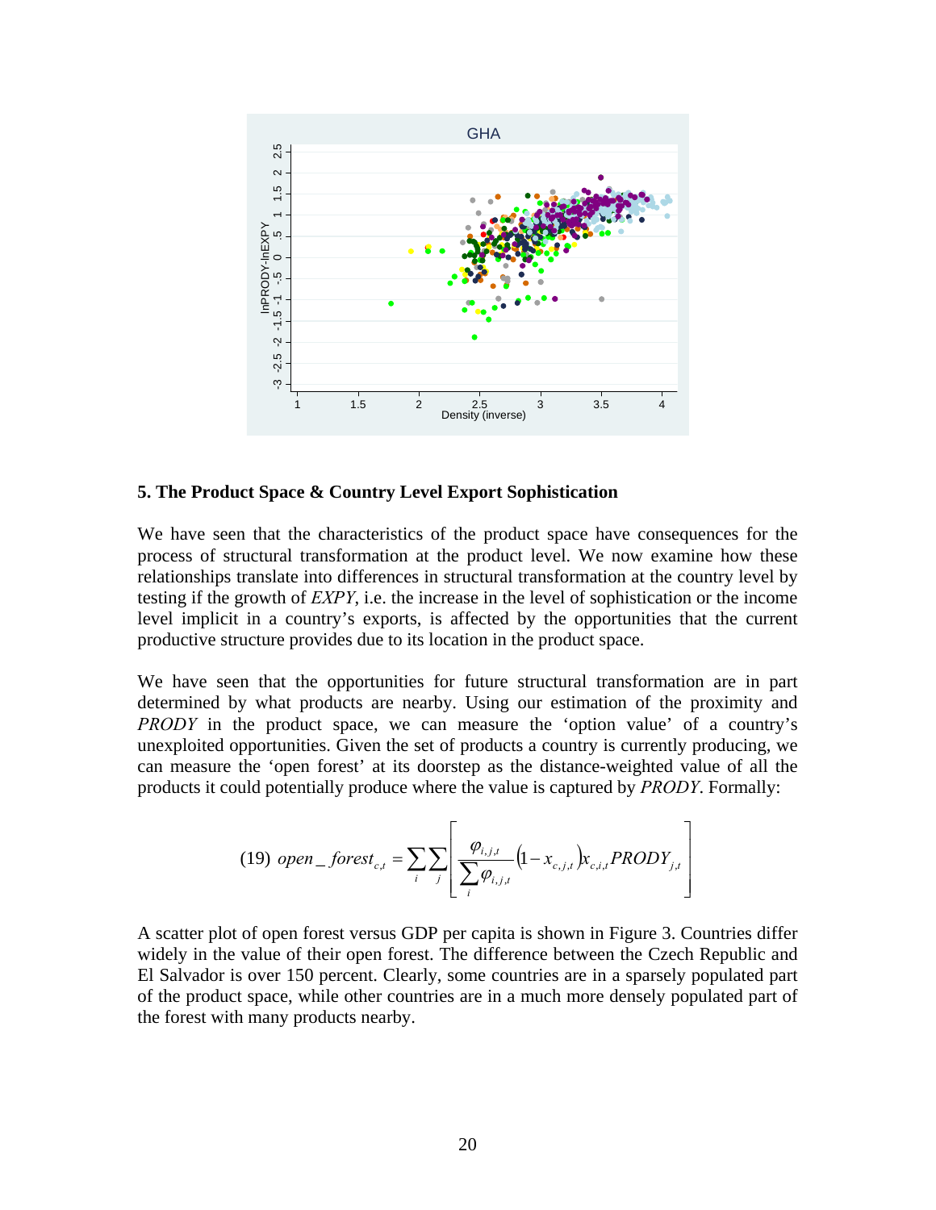## 5. The Product Space & Country Level Export Sophistication

We have seen that the characteristics of the product space have consequences for the process of structural transformation at the product level. We now examine how these relationships translate into differences in structural transformation at the country level by testing if the growth of *EXPY*, i.e. the increase in the level of sophistication or the income level implicit in a country's exports, is affected by the opportunities that the current productive structure provides due to its location in the product space.

We have seen that the opportunities for future structural transformation are in part determined by what products are nearby. Using our estimation of the proximity and *PRODY* in the product space, we can measure the 'option value' of a country's unexploited opportunities. Given the set of products a country is currently producing, we can measure the 'open forest' at its doorstep as the distance-weighted value of all the products it could potentially produce where the value is captured by *PRODY*. Formally:

$$(19)\ \ open\_forest_{c,t} = \sum_i \sum_j \left[ \frac{\varphi_{i,j,t}}{\sum_i \varphi_{i,j,t}} \left(1 - x_{c,j,t}\right) x_{c,i,t} PRODY_{j,t} \right]$$

A scatter plot of open forest versus GDP per capita is shown in Figure 3. Countries differ widely in the value of their open forest. The difference between the Czech Republic and El Salvador is over 150 percent. Clearly, some countries are in a sparsely populated part of the product space, while other countries are in a much more densely populated part of the forest with many products nearby.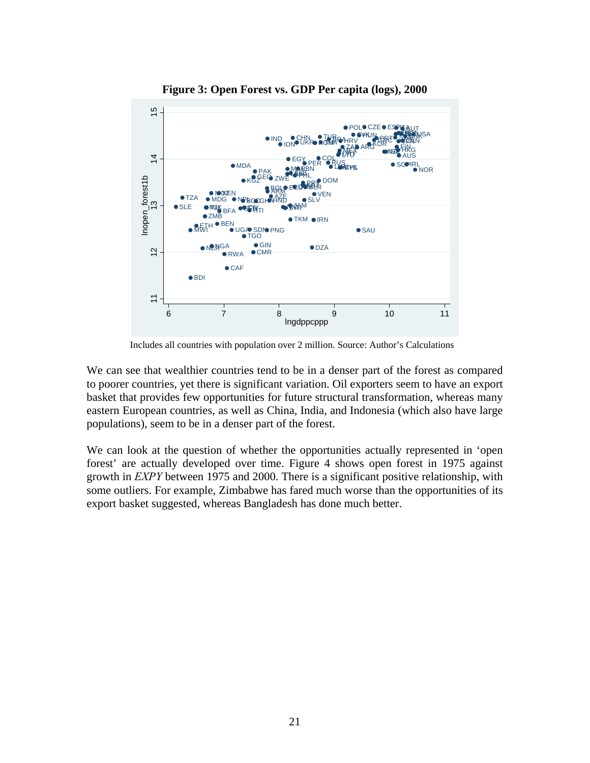**Figure 3: Open Forest vs. GDP Per capita (logs), 2000**

Includes all countries with population over 2 million. Source: Author's Calculations

We can see that wealthier countries tend to be in a denser part of the forest as compared to poorer countries, yet there is significant variation. Oil exporters seem to have an export basket that provides few opportunities for future structural transformation, whereas many eastern European countries, as well as China, India, and Indonesia (which also have large populations), seem to be in a denser part of the forest.

We can look at the question of whether the opportunities actually represented in 'open forest' are actually developed over time. Figure 4 shows open forest in 1975 against growth in *EXPY* between 1975 and 2000. There is a significant positive relationship, with some outliers. For example, Zimbabwe has fared much worse than the opportunities of its export basket suggested, whereas Bangladesh has done much better.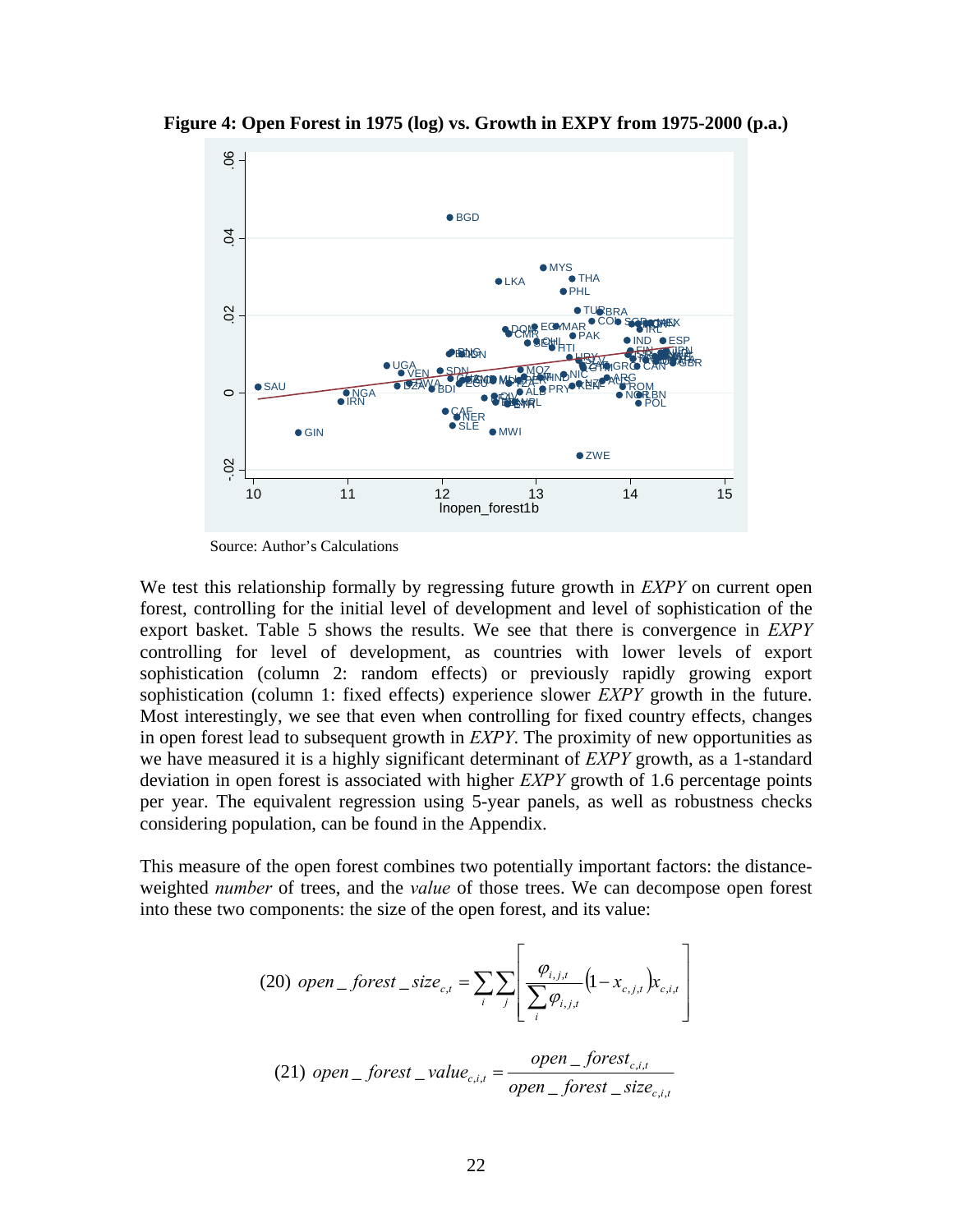**Figure 4: Open Forest in 1975 (log) vs. Growth in EXPY from 1975-2000 (p.a.)**

Source: Author's Calculations

We test this relationship formally by regressing future growth in *EXPY* on current open forest, controlling for the initial level of development and level of sophistication of the export basket. Table 5 shows the results. We see that there is convergence in *EXPY* controlling for level of development, as countries with lower levels of export sophistication (column 2: random effects) or previously rapidly growing export sophistication (column 1: fixed effects) experience slower *EXPY* growth in the future. Most interestingly, we see that even when controlling for fixed country effects, changes in open forest lead to subsequent growth in *EXPY*. The proximity of new opportunities as we have measured it is a highly significant determinant of *EXPY* growth, as a 1-standard deviation in open forest is associated with higher *EXPY* growth of 1.6 percentage points per year. The equivalent regression using 5-year panels, as well as robustness checks considering population, can be found in the Appendix.

This measure of the open forest combines two potentially important factors: the distance-weighted *number* of trees, and the *value* of those trees. We can decompose open forest into these two components: the size of the open forest, and its value:

$$(20)\ open\_forest\_size_{c,t} = \sum_i \sum_j \left[ \frac{\varphi_{i,j,t}}{\sum_i \varphi_{i,j,t}} \left(1 - x_{c,j,t}\right) x_{c,i,t} \right]$$

$$(21)\ open\_forest\_value_{c,i,t} = \frac{open\_forest_{c,i,t}}{open\_forest\_size_{c,i,t}}$$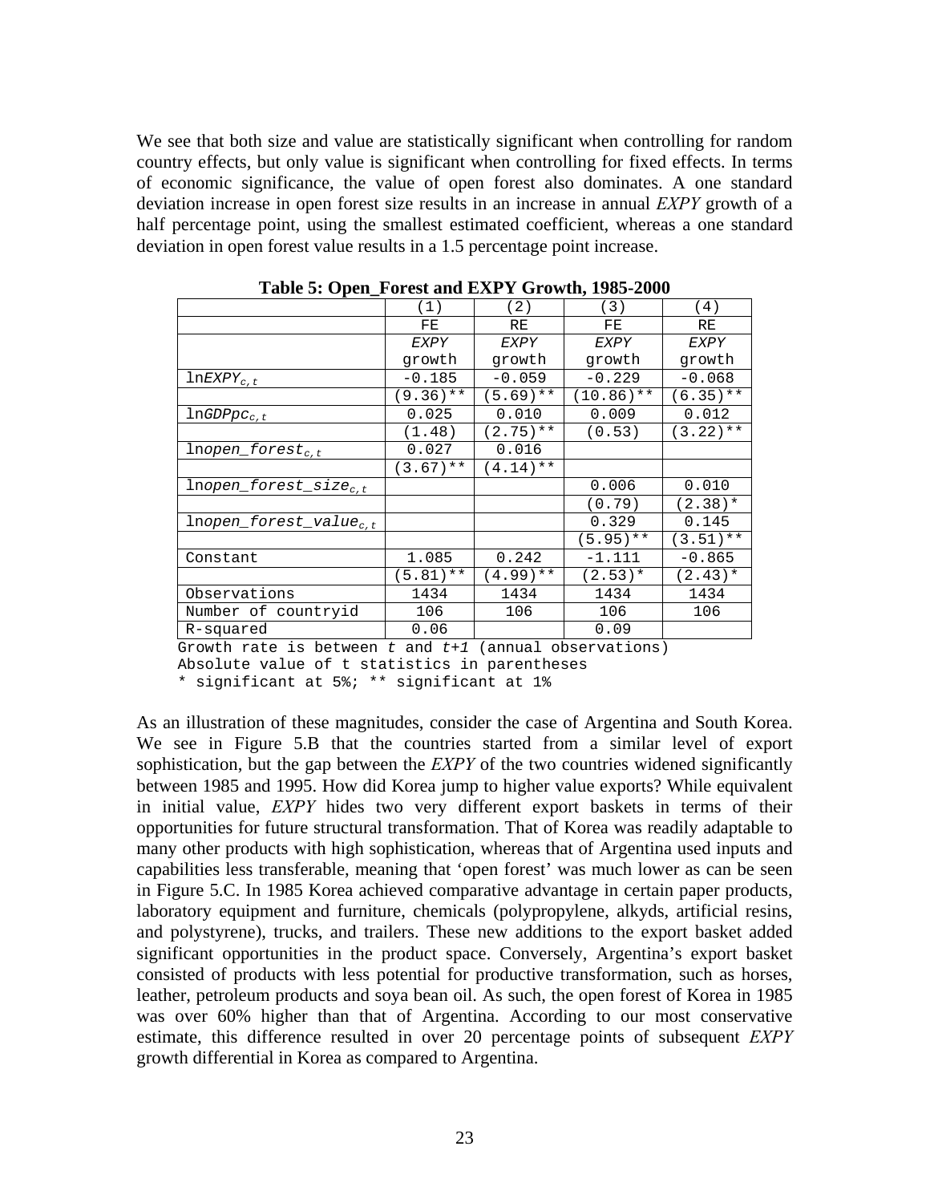We see that both size and value are statistically significant when controlling for random country effects, but only value is significant when controlling for fixed effects. In terms of economic significance, the value of open forest also dominates. A one standard deviation increase in open forest size results in an increase in annual *EXPY* growth of a half percentage point, using the smallest estimated coefficient, whereas a one standard deviation in open forest value results in a 1.5 percentage point increase.

**Table 5: Open_Forest and EXPY Growth, 1985-2000**

| | (1) | (2) | (3) | (4) |
|---|---|---|---|---|
| | FE | RE | FE | RE |
| | *EXPY* growth | *EXPY* growth | *EXPY* growth | *EXPY* growth |
| $\ln EXPY_{c,t}$ | -0.185 | -0.059 | -0.229 | -0.068 |
| | (9.36)** | (5.69)** | (10.86)** | (6.35)** |
| $\ln GDPpc_{c,t}$ | 0.025 | 0.010 | 0.009 | 0.012 |
| | (1.48) | (2.75)** | (0.53) | (3.22)** |
| $\ln open\_forest_{c,t}$ | 0.027 | 0.016 | | |
| | (3.67)** | (4.14)** | | |
| $\ln open\_forest\_size_{c,t}$ | | | 0.006 | 0.010 |
| | | | (0.79) | (2.38)* |
| $\ln open\_forest\_value_{c,t}$ | | | 0.329 | 0.145 |
| | | | (5.95)** | (3.51)** |
| Constant | 1.085 | 0.242 | -1.111 | -0.865 |
| | (5.81)** | (4.99)** | (2.53)* | (2.43)* |
| Observations | 1434 | 1434 | 1434 | 1434 |
| Number of countryid | 106 | 106 | 106 | 106 |
| R-squared | 0.06 | | 0.09 | |

Growth rate is between *t* and *t+1* (annual observations)
Absolute value of t statistics in parentheses
* significant at 5%; ** significant at 1%

As an illustration of these magnitudes, consider the case of Argentina and South Korea. We see in Figure 5.B that the countries started from a similar level of export sophistication, but the gap between the *EXPY* of the two countries widened significantly between 1985 and 1995. How did Korea jump to higher value exports? While equivalent in initial value, *EXPY* hides two very different export baskets in terms of their opportunities for future structural transformation. That of Korea was readily adaptable to many other products with high sophistication, whereas that of Argentina used inputs and capabilities less transferable, meaning that 'open forest' was much lower as can be seen in Figure 5.C. In 1985 Korea achieved comparative advantage in certain paper products, laboratory equipment and furniture, chemicals (polypropylene, alkyds, artificial resins, and polystyrene), trucks, and trailers. These new additions to the export basket added significant opportunities in the product space. Conversely, Argentina's export basket consisted of products with less potential for productive transformation, such as horses, leather, petroleum products and soya bean oil. As such, the open forest of Korea in 1985 was over 60% higher than that of Argentina. According to our most conservative estimate, this difference resulted in over 20 percentage points of subsequent *EXPY* growth differential in Korea as compared to Argentina.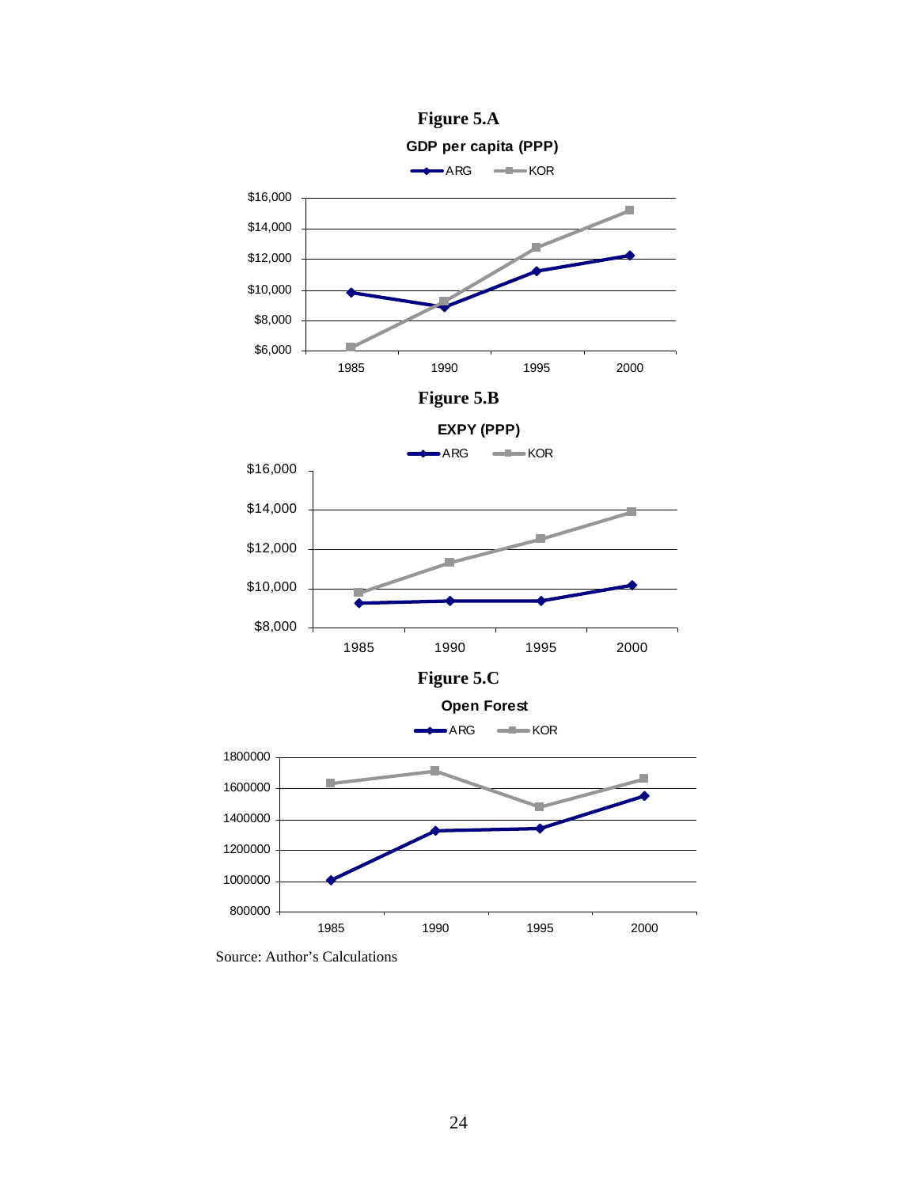**Figure 5.A**

**GDP per capita (PPP)**

**Figure 5.B**

**EXPY (PPP)**

**Figure 5.C**

**Open Forest**

Source: Author's Calculations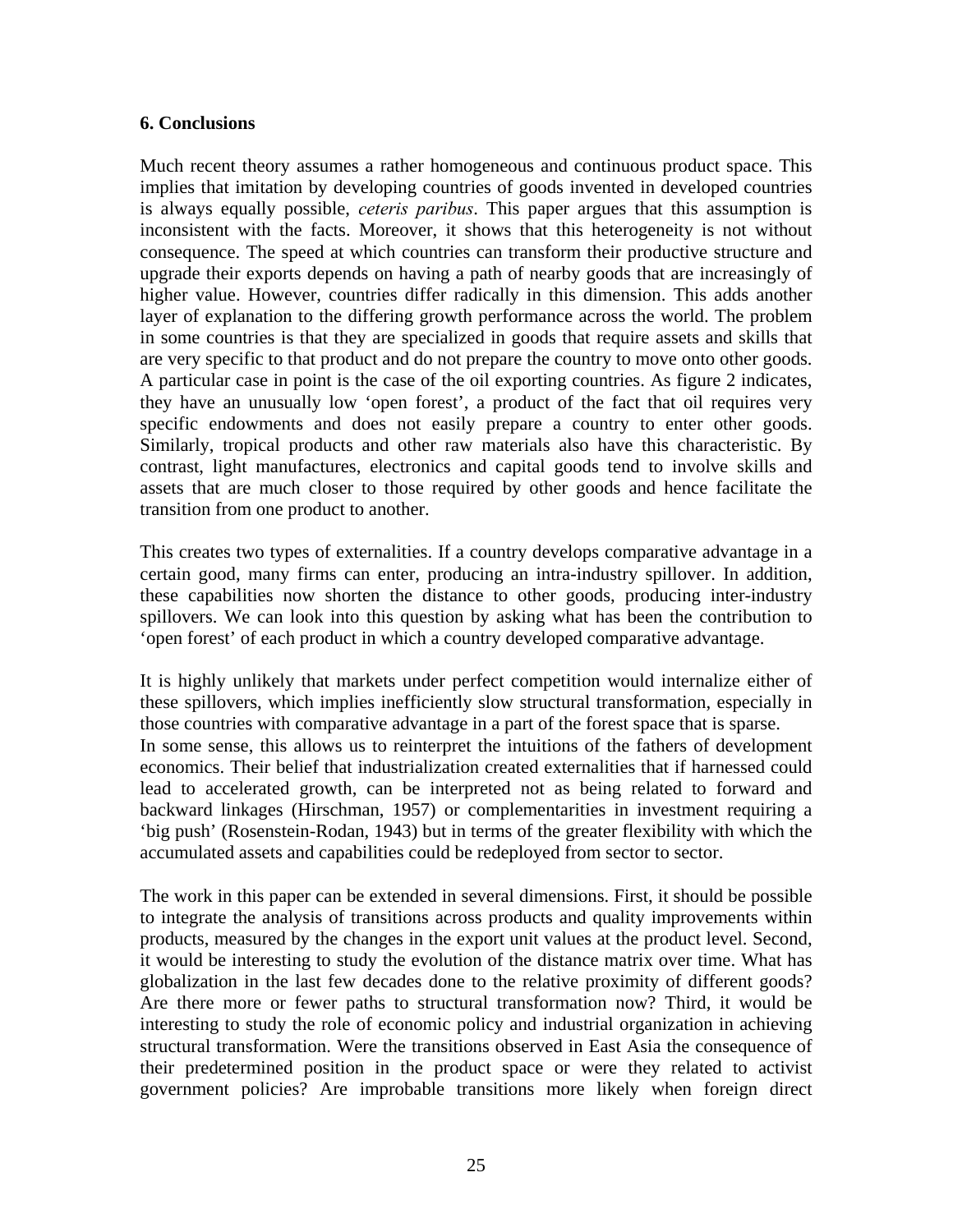**6. Conclusions**

Much recent theory assumes a rather homogeneous and continuous product space. This implies that imitation by developing countries of goods invented in developed countries is always equally possible, *ceteris paribus*. This paper argues that this assumption is inconsistent with the facts. Moreover, it shows that this heterogeneity is not without consequence. The speed at which countries can transform their productive structure and upgrade their exports depends on having a path of nearby goods that are increasingly of higher value. However, countries differ radically in this dimension. This adds another layer of explanation to the differing growth performance across the world. The problem in some countries is that they are specialized in goods that require assets and skills that are very specific to that product and do not prepare the country to move onto other goods. A particular case in point is the case of the oil exporting countries. As figure 2 indicates, they have an unusually low 'open forest', a product of the fact that oil requires very specific endowments and does not easily prepare a country to enter other goods. Similarly, tropical products and other raw materials also have this characteristic. By contrast, light manufactures, electronics and capital goods tend to involve skills and assets that are much closer to those required by other goods and hence facilitate the transition from one product to another.

This creates two types of externalities. If a country develops comparative advantage in a certain good, many firms can enter, producing an intra-industry spillover. In addition, these capabilities now shorten the distance to other goods, producing inter-industry spillovers. We can look into this question by asking what has been the contribution to 'open forest' of each product in which a country developed comparative advantage.

It is highly unlikely that markets under perfect competition would internalize either of these spillovers, which implies inefficiently slow structural transformation, especially in those countries with comparative advantage in a part of the forest space that is sparse.
In some sense, this allows us to reinterpret the intuitions of the fathers of development economics. Their belief that industrialization created externalities that if harnessed could lead to accelerated growth, can be interpreted not as being related to forward and backward linkages (Hirschman, 1957) or complementarities in investment requiring a 'big push' (Rosenstein-Rodan, 1943) but in terms of the greater flexibility with which the accumulated assets and capabilities could be redeployed from sector to sector.

The work in this paper can be extended in several dimensions. First, it should be possible to integrate the analysis of transitions across products and quality improvements within products, measured by the changes in the export unit values at the product level. Second, it would be interesting to study the evolution of the distance matrix over time. What has globalization in the last few decades done to the relative proximity of different goods? Are there more or fewer paths to structural transformation now? Third, it would be interesting to study the role of economic policy and industrial organization in achieving structural transformation. Were the transitions observed in East Asia the consequence of their predetermined position in the product space or were they related to activist government policies? Are improbable transitions more likely when foreign direct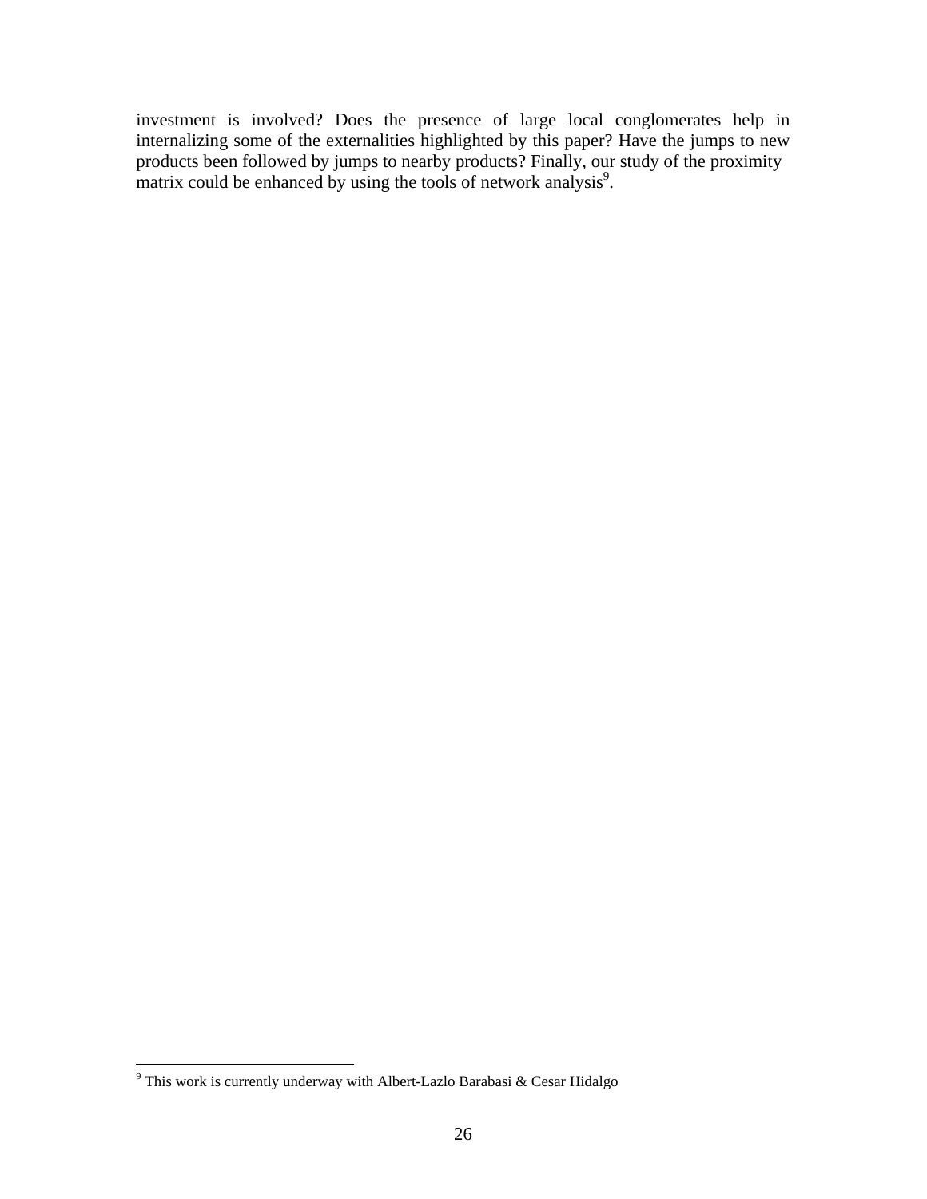investment is involved? Does the presence of large local conglomerates help in internalizing some of the externalities highlighted by this paper? Have the jumps to new products been followed by jumps to nearby products? Finally, our study of the proximity matrix could be enhanced by using the tools of network analysis[9].

---

[9] This work is currently underway with Albert-Lazlo Barabasi & Cesar Hidalgo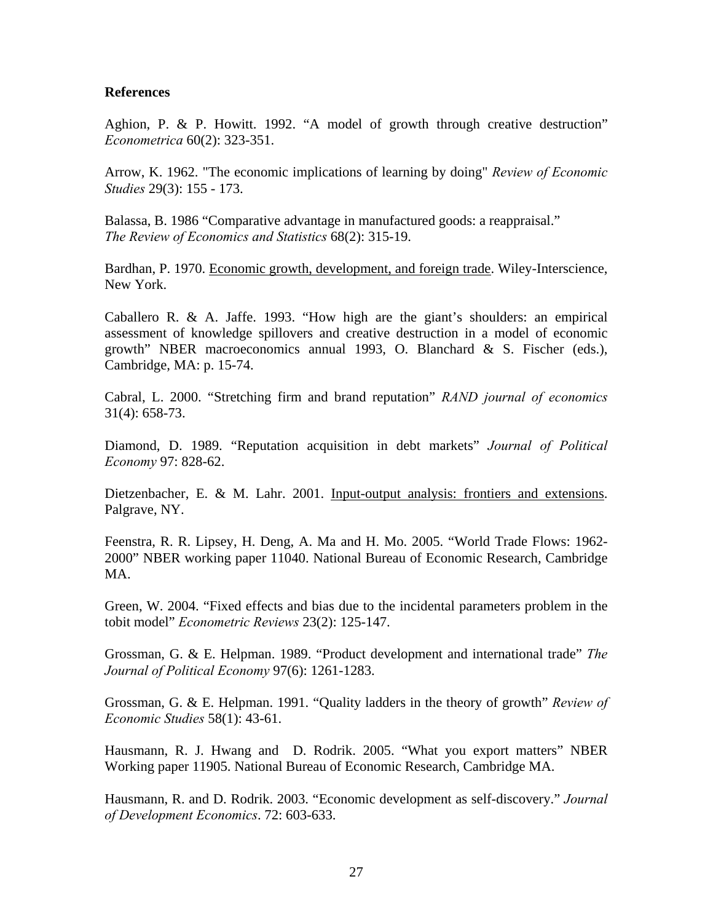**References**

Aghion, P. & P. Howitt. 1992. "A model of growth through creative destruction" *Econometrica* 60(2): 323-351.

Arrow, K. 1962. "The economic implications of learning by doing" *Review of Economic Studies* 29(3): 155 - 173.

Balassa, B. 1986 "Comparative advantage in manufactured goods: a reappraisal." *The Review of Economics and Statistics* 68(2): 315-19.

Bardhan, P. 1970. <u>Economic growth, development, and foreign trade</u>. Wiley-Interscience, New York.

Caballero R. & A. Jaffe. 1993. "How high are the giant's shoulders: an empirical assessment of knowledge spillovers and creative destruction in a model of economic growth" NBER macroeconomics annual 1993, O. Blanchard & S. Fischer (eds.), Cambridge, MA: p. 15-74.

Cabral, L. 2000. "Stretching firm and brand reputation" *RAND journal of economics* 31(4): 658-73.

Diamond, D. 1989. "Reputation acquisition in debt markets" *Journal of Political Economy* 97: 828-62.

Dietzenbacher, E. & M. Lahr. 2001. <u>Input-output analysis: frontiers and extensions</u>. Palgrave, NY.

Feenstra, R. R. Lipsey, H. Deng, A. Ma and H. Mo. 2005. "World Trade Flows: 1962-2000" NBER working paper 11040. National Bureau of Economic Research, Cambridge MA.

Green, W. 2004. "Fixed effects and bias due to the incidental parameters problem in the tobit model" *Econometric Reviews* 23(2): 125-147.

Grossman, G. & E. Helpman. 1989. "Product development and international trade" *The Journal of Political Economy* 97(6): 1261-1283.

Grossman, G. & E. Helpman. 1991. "Quality ladders in the theory of growth" *Review of Economic Studies* 58(1): 43-61.

Hausmann, R. J. Hwang and D. Rodrik. 2005. "What you export matters" NBER Working paper 11905. National Bureau of Economic Research, Cambridge MA.

Hausmann, R. and D. Rodrik. 2003. "Economic development as self-discovery." *Journal of Development Economics*. 72: 603-633.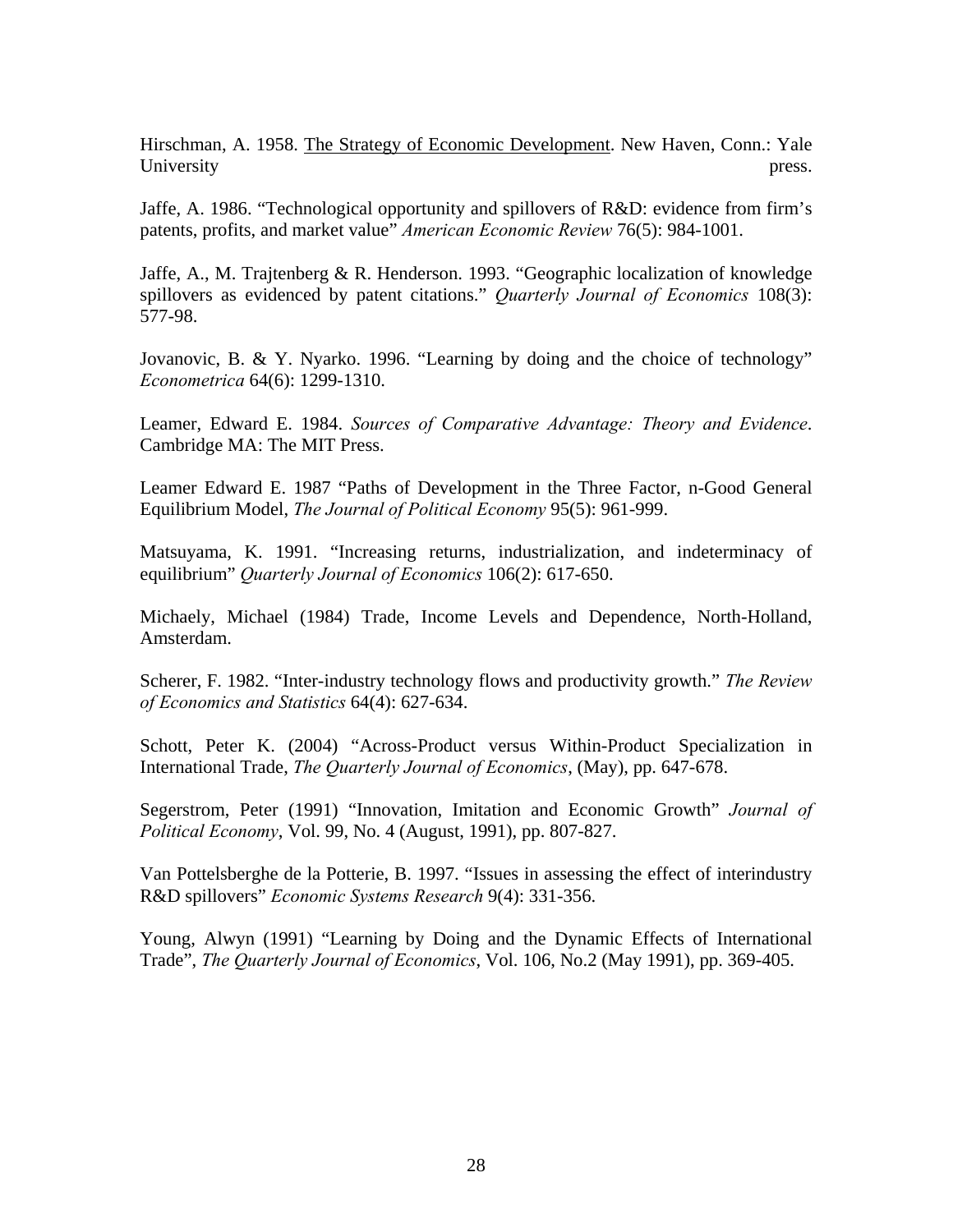Hirschman, A. 1958. The Strategy of Economic Development. New Haven, Conn.: Yale University press.

Jaffe, A. 1986. "Technological opportunity and spillovers of R&D: evidence from firm's patents, profits, and market value" *American Economic Review* 76(5): 984-1001.

Jaffe, A., M. Trajtenberg & R. Henderson. 1993. "Geographic localization of knowledge spillovers as evidenced by patent citations." *Quarterly Journal of Economics* 108(3): 577-98.

Jovanovic, B. & Y. Nyarko. 1996. "Learning by doing and the choice of technology" *Econometrica* 64(6): 1299-1310.

Leamer, Edward E. 1984. *Sources of Comparative Advantage: Theory and Evidence*. Cambridge MA: The MIT Press.

Leamer Edward E. 1987 "Paths of Development in the Three Factor, n-Good General Equilibrium Model, *The Journal of Political Economy* 95(5): 961-999.

Matsuyama, K. 1991. "Increasing returns, industrialization, and indeterminacy of equilibrium" *Quarterly Journal of Economics* 106(2): 617-650.

Michaely, Michael (1984) Trade, Income Levels and Dependence, North-Holland, Amsterdam.

Scherer, F. 1982. "Inter-industry technology flows and productivity growth." *The Review of Economics and Statistics* 64(4): 627-634.

Schott, Peter K. (2004) "Across-Product versus Within-Product Specialization in International Trade, *The Quarterly Journal of Economics*, (May), pp. 647-678.

Segerstrom, Peter (1991) "Innovation, Imitation and Economic Growth" *Journal of Political Economy*, Vol. 99, No. 4 (August, 1991), pp. 807-827.

Van Pottelsberghe de la Potterie, B. 1997. "Issues in assessing the effect of interindustry R&D spillovers" *Economic Systems Research* 9(4): 331-356.

Young, Alwyn (1991) "Learning by Doing and the Dynamic Effects of International Trade", *The Quarterly Journal of Economics*, Vol. 106, No.2 (May 1991), pp. 369-405.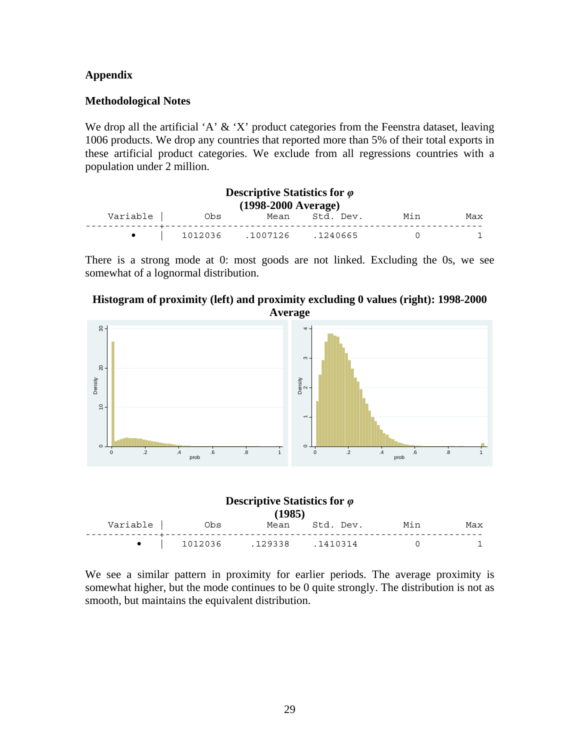**Appendix**

**Methodological Notes**

We drop all the artificial 'A' & 'X' product categories from the Feenstra dataset, leaving 1006 products. We drop any countries that reported more than 5% of their total exports in these artificial product categories. We exclude from all regressions countries with a population under 2 million.

**Descriptive Statistics for $\varphi$**
**(1998-2000 Average)**

| Variable | Obs | Mean | Std. Dev. | Min | Max |
|---|---|---|---|---|---|
| • | 1012036 | .1007126 | .1240665 | 0 | 1 |

There is a strong mode at 0: most goods are not linked. Excluding the 0s, we see somewhat of a lognormal distribution.

**Histogram of proximity (left) and proximity excluding 0 values (right): 1998-2000 Average**

**Descriptive Statistics for $\varphi$**
**(1985)**

| Variable | Obs | Mean | Std. Dev. | Min | Max |
|---|---|---|---|---|---|
| • | 1012036 | .129338 | .1410314 | 0 | 1 |

We see a similar pattern in proximity for earlier periods. The average proximity is somewhat higher, but the mode continues to be 0 quite strongly. The distribution is not as smooth, but maintains the equivalent distribution.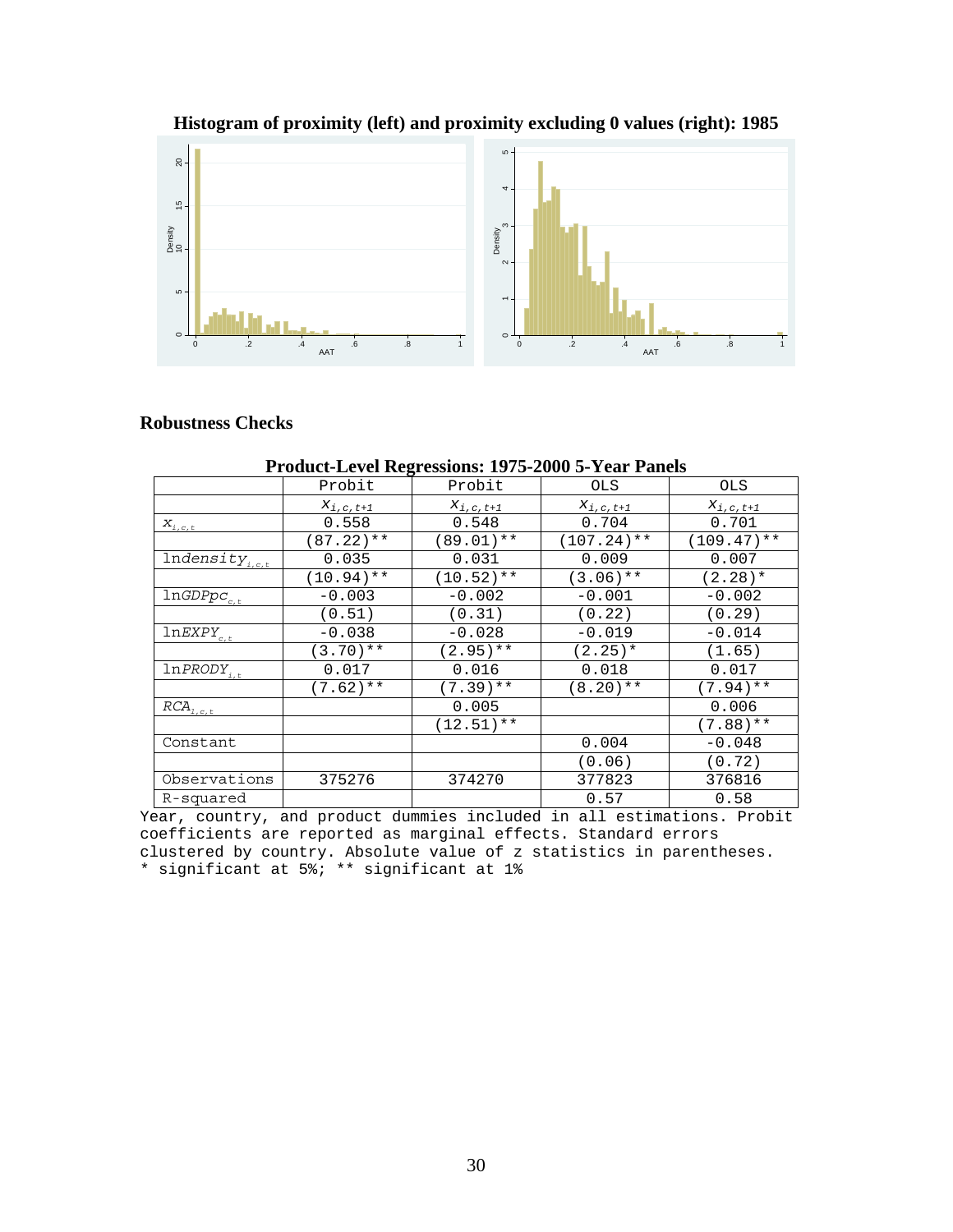**Histogram of proximity (left) and proximity excluding 0 values (right): 1985**

## Robustness Checks

**Product-Level Regressions: 1975-2000 5-Year Panels**

| | Probit | Probit | OLS | OLS |
|---|---|---|---|---|
| | $x_{i,c,t+1}$ | $x_{i,c,t+1}$ | $x_{i,c,t+1}$ | $x_{i,c,t+1}$ |
| $x_{i,c,t}$ | 0.558 | 0.548 | 0.704 | 0.701 |
| | (87.22)** | (89.01)** | (107.24)** | (109.47)** |
| $\ln density_{i,c,t}$ | 0.035 | 0.031 | 0.009 | 0.007 |
| | (10.94)** | (10.52)** | (3.06)** | (2.28)* |
| $\ln GDPpc_{c,t}$ | -0.003 | -0.002 | -0.001 | -0.002 |
| | (0.51) | (0.31) | (0.22) | (0.29) |
| $\ln EXPY_{c,t}$ | -0.038 | -0.028 | -0.019 | -0.014 |
| | (3.70)** | (2.95)** | (2.25)* | (1.65) |
| $\ln PRODY_{i,t}$ | 0.017 | 0.016 | 0.018 | 0.017 |
| | (7.62)** | (7.39)** | (8.20)** | (7.94)** |
| $RCA_{i,c,t}$ | | 0.005 | | 0.006 |
| | | (12.51)** | | (7.88)** |
| Constant | | | 0.004 | -0.048 |
| | | | (0.06) | (0.72) |
| Observations | 375276 | 374270 | 377823 | 376816 |
| R-squared | | | 0.57 | 0.58 |

Year, country, and product dummies included in all estimations. Probit coefficients are reported as marginal effects. Standard errors clustered by country. Absolute value of z statistics in parentheses.
* significant at 5%; ** significant at 1%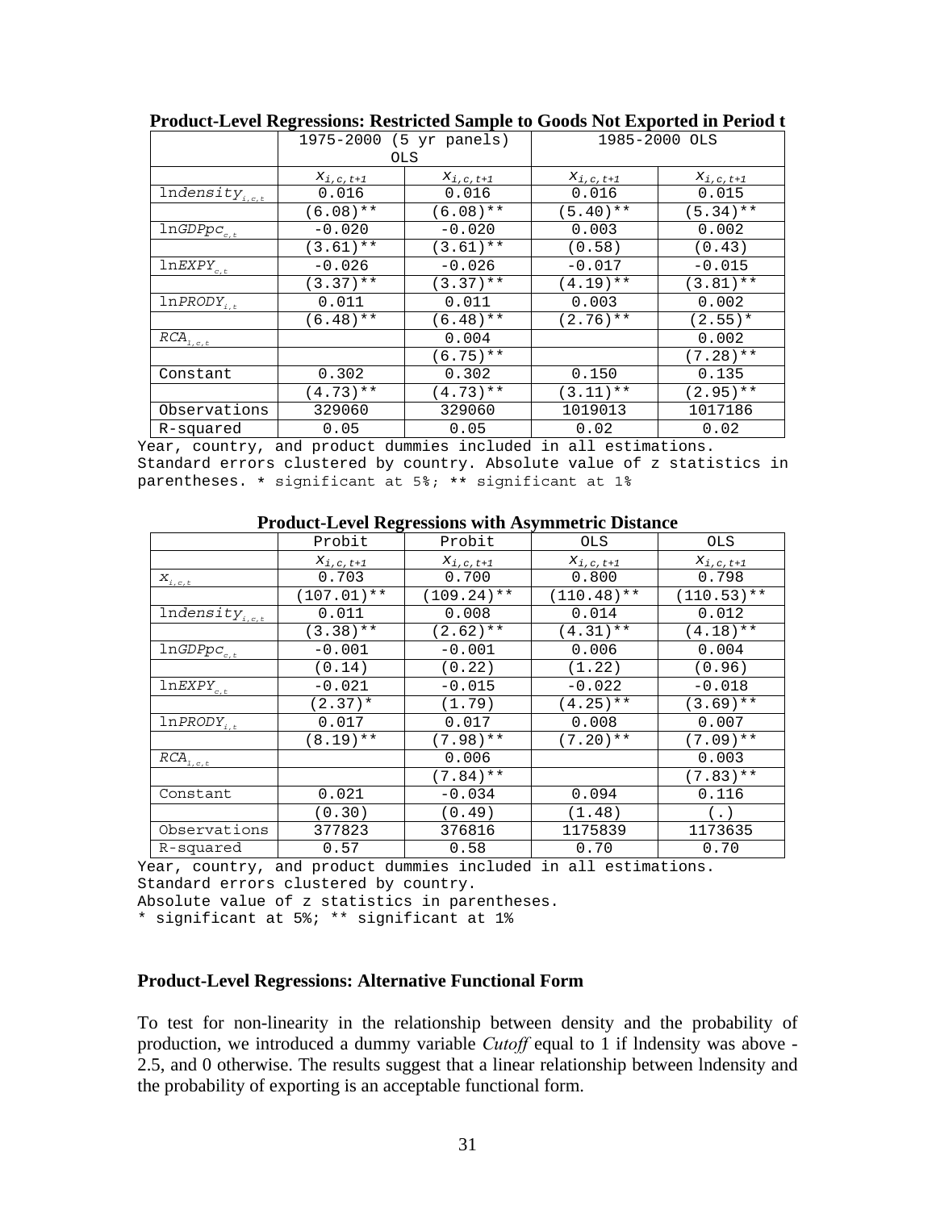**Product-Level Regressions: Restricted Sample to Goods Not Exported in Period t**

| | 1975-2000 (5 yr panels) OLS | | 1985-2000 OLS | |
|---|---|---|---|---|
| | $x_{i,c,t+1}$ | $x_{i,c,t+1}$ | $x_{i,c,t+1}$ | $x_{i,c,t+1}$ |
| $\ln density_{i,c,t}$ | 0.016 | 0.016 | 0.016 | 0.015 |
| | (6.08)** | (6.08)** | (5.40)** | (5.34)** |
| $\ln GDPpc_{c,t}$ | -0.020 | -0.020 | 0.003 | 0.002 |
| | (3.61)** | (3.61)** | (0.58) | (0.43) |
| $\ln EXPY_{c,t}$ | -0.026 | -0.026 | -0.017 | -0.015 |
| | (3.37)** | (3.37)** | (4.19)** | (3.81)** |
| $\ln PRODY_{i,t}$ | 0.011 | 0.011 | 0.003 | 0.002 |
| | (6.48)** | (6.48)** | (2.76)** | (2.55)* |
| $RCA_{i,c,t}$ | | 0.004 | | 0.002 |
| | | (6.75)** | | (7.28)** |
| Constant | 0.302 | 0.302 | 0.150 | 0.135 |
| | (4.73)** | (4.73)** | (3.11)** | (2.95)** |
| Observations | 329060 | 329060 | 1019013 | 1017186 |
| R-squared | 0.05 | 0.05 | 0.02 | 0.02 |

Year, country, and product dummies included in all estimations.
Standard errors clustered by country. Absolute value of z statistics in parentheses. * significant at 5%; ** significant at 1%

**Product-Level Regressions with Asymmetric Distance**

| | Probit | Probit | OLS | OLS |
|---|---|---|---|---|
| | $x_{i,c,t+1}$ | $x_{i,c,t+1}$ | $x_{i,c,t+1}$ | $x_{i,c,t+1}$ |
| $x_{i,c,t}$ | 0.703 | 0.700 | 0.800 | 0.798 |
| | (107.01)** | (109.24)** | (110.48)** | (110.53)** |
| $\ln density_{i,c,t}$ | 0.011 | 0.008 | 0.014 | 0.012 |
| | (3.38)** | (2.62)** | (4.31)** | (4.18)** |
| $\ln GDPpc_{c,t}$ | -0.001 | -0.001 | 0.006 | 0.004 |
| | (0.14) | (0.22) | (1.22) | (0.96) |
| $\ln EXPY_{c,t}$ | -0.021 | -0.015 | -0.022 | -0.018 |
| | (2.37)* | (1.79) | (4.25)** | (3.69)** |
| $\ln PRODY_{i,t}$ | 0.017 | 0.017 | 0.008 | 0.007 |
| | (8.19)** | (7.98)** | (7.20)** | (7.09)** |
| $RCA_{i,c,t}$ | | 0.006 | | 0.003 |
| | | (7.84)** | | (7.83)** |
| Constant | 0.021 | -0.034 | 0.094 | 0.116 |
| | (0.30) | (0.49) | (1.48) | (.) |
| Observations | 377823 | 376816 | 1175839 | 1173635 |
| R-squared | 0.57 | 0.58 | 0.70 | 0.70 |

Year, country, and product dummies included in all estimations.
Standard errors clustered by country.
Absolute value of z statistics in parentheses.
* significant at 5%; ** significant at 1%

**Product-Level Regressions: Alternative Functional Form**

To test for non-linearity in the relationship between density and the probability of production, we introduced a dummy variable *Cutoff* equal to 1 if lndensity was above -2.5, and 0 otherwise. The results suggest that a linear relationship between lndensity and the probability of exporting is an acceptable functional form.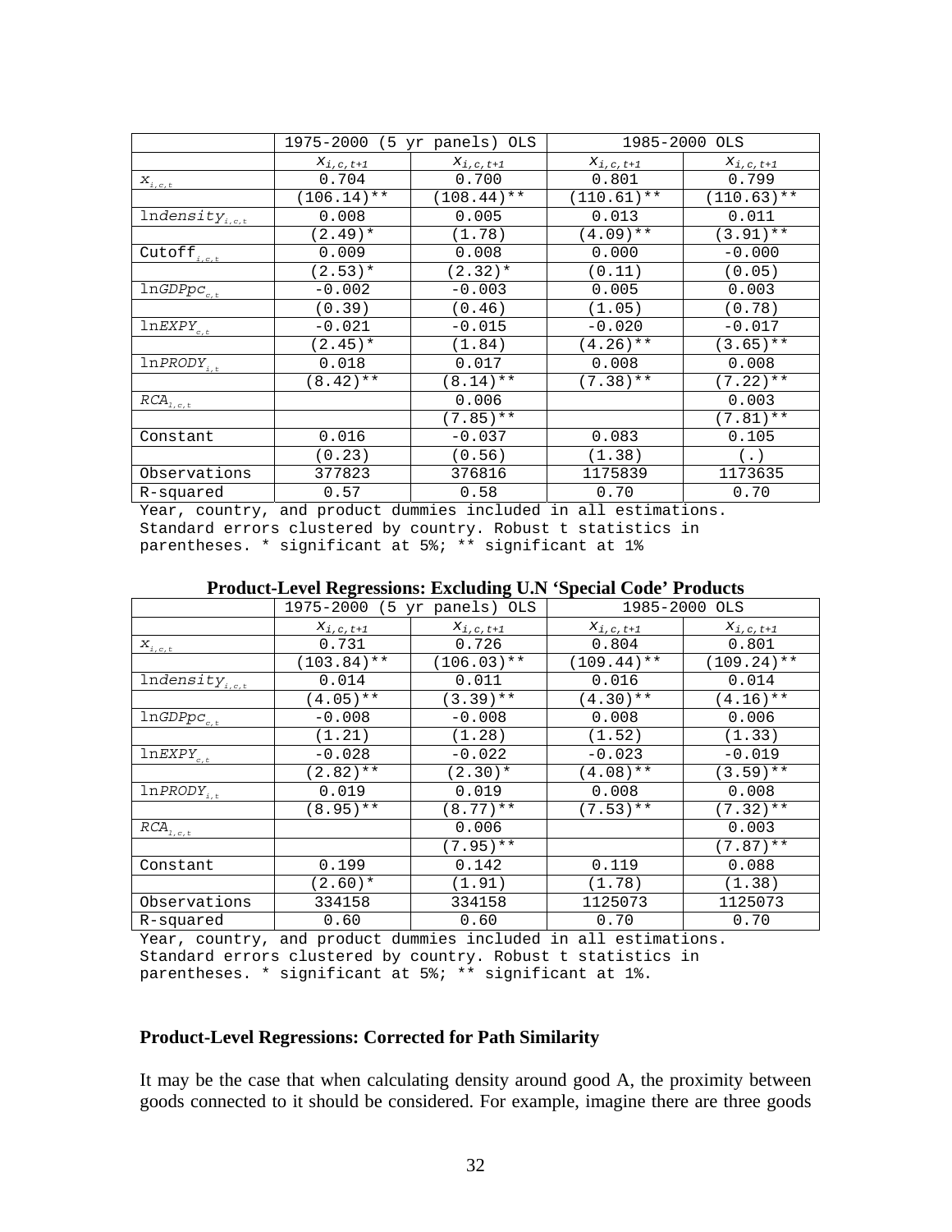| | 1975-2000 (5 yr panels) OLS | | 1985-2000 OLS | |
|---|---|---|---|---|
| | $x_{i,c,t+1}$ | $x_{i,c,t+1}$ | $x_{i,c,t+1}$ | $x_{i,c,t+1}$ |
| $x_{i,c,t}$ | 0.704 | 0.700 | 0.801 | 0.799 |
| | (106.14)** | (108.44)** | (110.61)** | (110.63)** |
| $\ln density_{i,c,t}$ | 0.008 | 0.005 | 0.013 | 0.011 |
| | (2.49)* | (1.78) | (4.09)** | (3.91)** |
| $Cutoff_{i,c,t}$ | 0.009 | 0.008 | 0.000 | -0.000 |
| | (2.53)* | (2.32)* | (0.11) | (0.05) |
| $\ln GDPpc_{c,t}$ | -0.002 | -0.003 | 0.005 | 0.003 |
| | (0.39) | (0.46) | (1.05) | (0.78) |
| $\ln EXPY_{c,t}$ | -0.021 | -0.015 | -0.020 | -0.017 |
| | (2.45)* | (1.84) | (4.26)** | (3.65)** |
| $\ln PRODY_{i,t}$ | 0.018 | 0.017 | 0.008 | 0.008 |
| | (8.42)** | (8.14)** | (7.38)** | (7.22)** |
| $RCA_{i,c,t}$ | | 0.006 | | 0.003 |
| | | (7.85)** | | (7.81)** |
| Constant | 0.016 | -0.037 | 0.083 | 0.105 |
| | (0.23) | (0.56) | (1.38) | (.) |
| Observations | 377823 | 376816 | 1175839 | 1173635 |
| R-squared | 0.57 | 0.58 | 0.70 | 0.70 |

Year, country, and product dummies included in all estimations. Standard errors clustered by country. Robust t statistics in parentheses. * significant at 5%; ** significant at 1%

**Product-Level Regressions: Excluding U.N 'Special Code' Products**

| | 1975-2000 (5 yr panels) OLS | | 1985-2000 OLS | |
|---|---|---|---|---|
| | $x_{i,c,t+1}$ | $x_{i,c,t+1}$ | $x_{i,c,t+1}$ | $x_{i,c,t+1}$ |
| $x_{i,c,t}$ | 0.731 | 0.726 | 0.804 | 0.801 |
| | (103.84)** | (106.03)** | (109.44)** | (109.24)** |
| $\ln density_{i,c,t}$ | 0.014 | 0.011 | 0.016 | 0.014 |
| | (4.05)** | (3.39)** | (4.30)** | (4.16)** |
| $\ln GDPpc_{c,t}$ | -0.008 | -0.008 | 0.008 | 0.006 |
| | (1.21) | (1.28) | (1.52) | (1.33) |
| $\ln EXPY_{c,t}$ | -0.028 | -0.022 | -0.023 | -0.019 |
| | (2.82)** | (2.30)* | (4.08)** | (3.59)** |
| $\ln PRODY_{i,t}$ | 0.019 | 0.019 | 0.008 | 0.008 |
| | (8.95)** | (8.77)** | (7.53)** | (7.32)** |
| $RCA_{i,c,t}$ | | 0.006 | | 0.003 |
| | | (7.95)** | | (7.87)** |
| Constant | 0.199 | 0.142 | 0.119 | 0.088 |
| | (2.60)* | (1.91) | (1.78) | (1.38) |
| Observations | 334158 | 334158 | 1125073 | 1125073 |
| R-squared | 0.60 | 0.60 | 0.70 | 0.70 |

Year, country, and product dummies included in all estimations. Standard errors clustered by country. Robust t statistics in parentheses. * significant at 5%; ** significant at 1%.

**Product-Level Regressions: Corrected for Path Similarity**

It may be the case that when calculating density around good A, the proximity between goods connected to it should be considered. For example, imagine there are three goods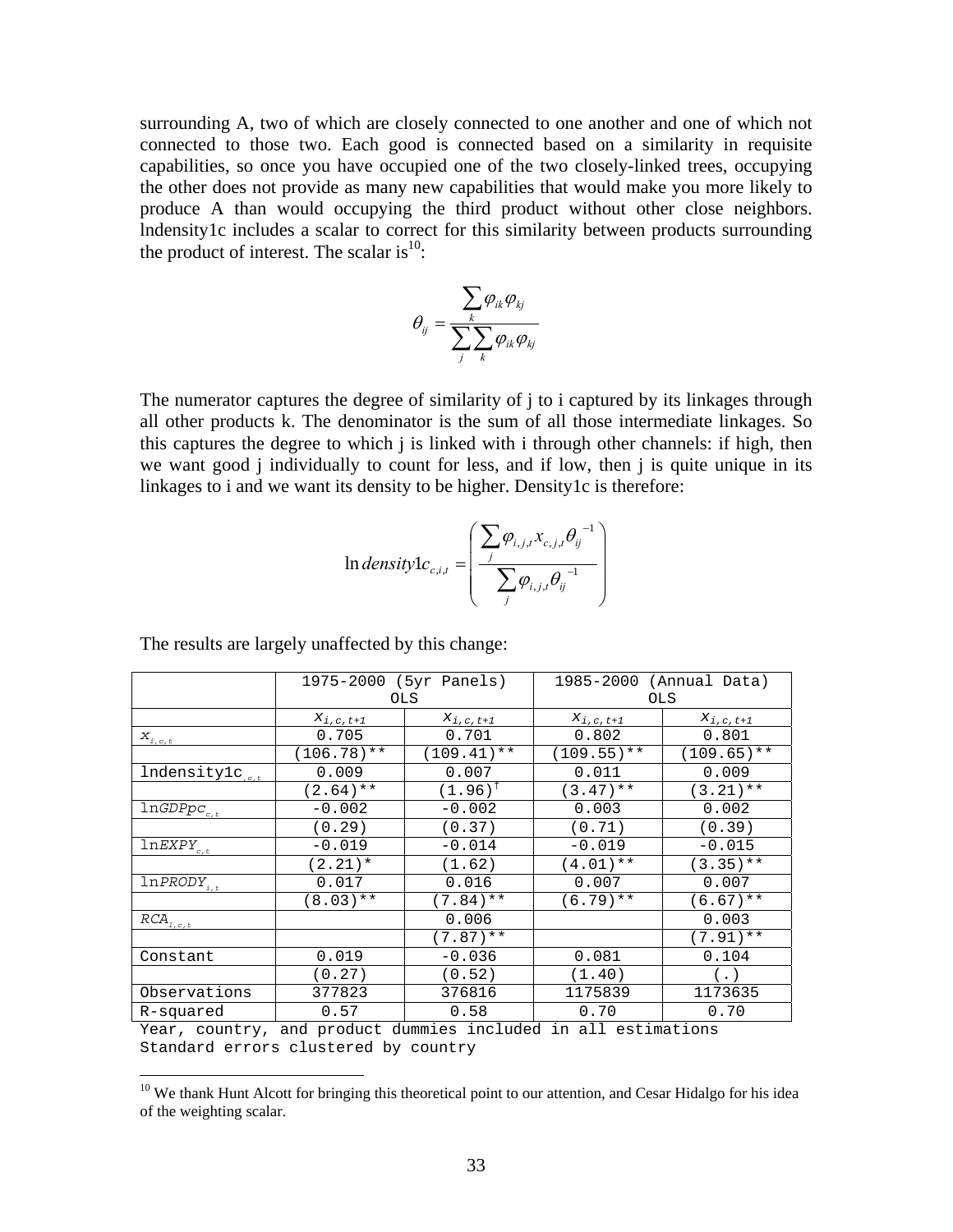surrounding A, two of which are closely connected to one another and one of which not connected to those two. Each good is connected based on a similarity in requisite capabilities, so once you have occupied one of the two closely-linked trees, occupying the other does not provide as many new capabilities that would make you more likely to produce A than would occupying the third product without other close neighbors. lndensity1c includes a scalar to correct for this similarity between products surrounding the product of interest. The scalar is[10]:

$$\theta_{ij} = \frac{\sum_k \varphi_{ik}\varphi_{kj}}{\sum_j \sum_k \varphi_{ik}\varphi_{kj}}$$

The numerator captures the degree of similarity of j to i captured by its linkages through all other products k. The denominator is the sum of all those intermediate linkages. So this captures the degree to which j is linked with i through other channels: if high, then we want good j individually to count for less, and if low, then j is quite unique in its linkages to i and we want its density to be higher. Density1c is therefore:

$$\ln density1c_{c,i,t} = \left( \frac{\sum_j \varphi_{i,j,t} x_{c,j,t} \theta_{ij}^{-1}}{\sum_j \varphi_{i,j,t} \theta_{ij}^{-1}} \right)$$

The results are largely unaffected by this change:

| | 1975-2000 (5yr Panels) OLS | | 1985-2000 (Annual Data) OLS | |
|---|---|---|---|---|
| | $x_{i,c,t+1}$ | $x_{i,c,t+1}$ | $x_{i,c,t+1}$ | $x_{i,c,t+1}$ |
| $x_{i,c,t}$ | 0.705 | 0.701 | 0.802 | 0.801 |
| | (106.78)** | (109.41)** | (109.55)** | (109.65)** |
| lndensity1c$_{i,c,t}$ | 0.009 | 0.007 | 0.011 | 0.009 |
| | (2.64)** | (1.96)† | (3.47)** | (3.21)** |
| ln$GDPpc_{c,t}$ | -0.002 | -0.002 | 0.003 | 0.002 |
| | (0.29) | (0.37) | (0.71) | (0.39) |
| ln$EXPY_{c,t}$ | -0.019 | -0.014 | -0.019 | -0.015 |
| | (2.21)* | (1.62) | (4.01)** | (3.35)** |
| ln$PRODY_{i,t}$ | 0.017 | 0.016 | 0.007 | 0.007 |
| | (8.03)** | (7.84)** | (6.79)** | (6.67)** |
| $RCA_{i,c,t}$ | | 0.006 | | 0.003 |
| | | (7.87)** | | (7.91)** |
| Constant | 0.019 | -0.036 | 0.081 | 0.104 |
| | (0.27) | (0.52) | (1.40) | (.) |
| Observations | 377823 | 376816 | 1175839 | 1173635 |
| R-squared | 0.57 | 0.58 | 0.70 | 0.70 |

Year, country, and product dummies included in all estimations
Standard errors clustered by country

[10] We thank Hunt Alcott for bringing this theoretical point to our attention, and Cesar Hidalgo for his idea of the weighting scalar.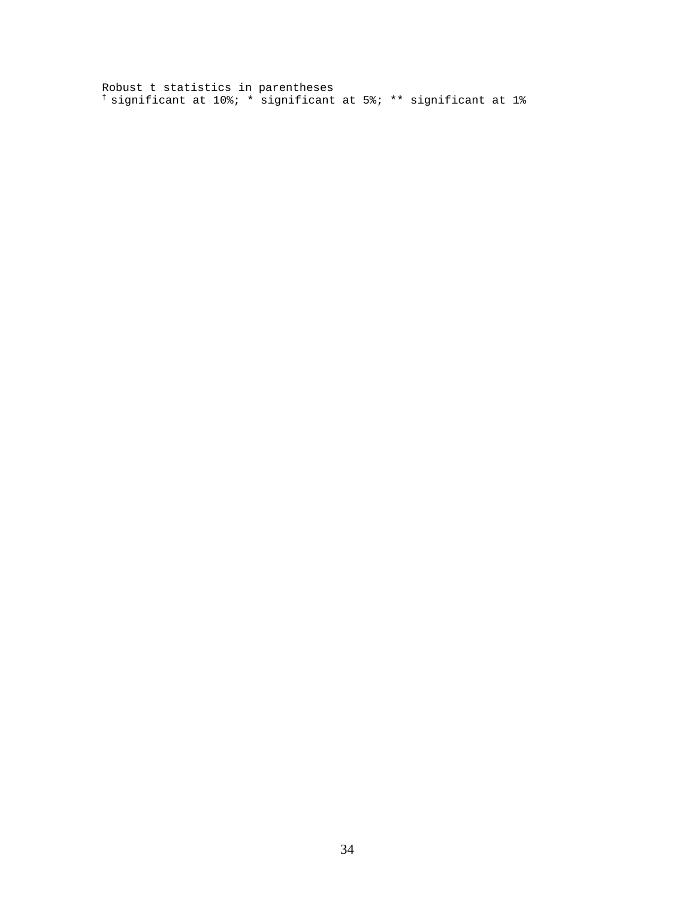Robust t statistics in parentheses

† significant at 10%; * significant at 5%; ** significant at 1%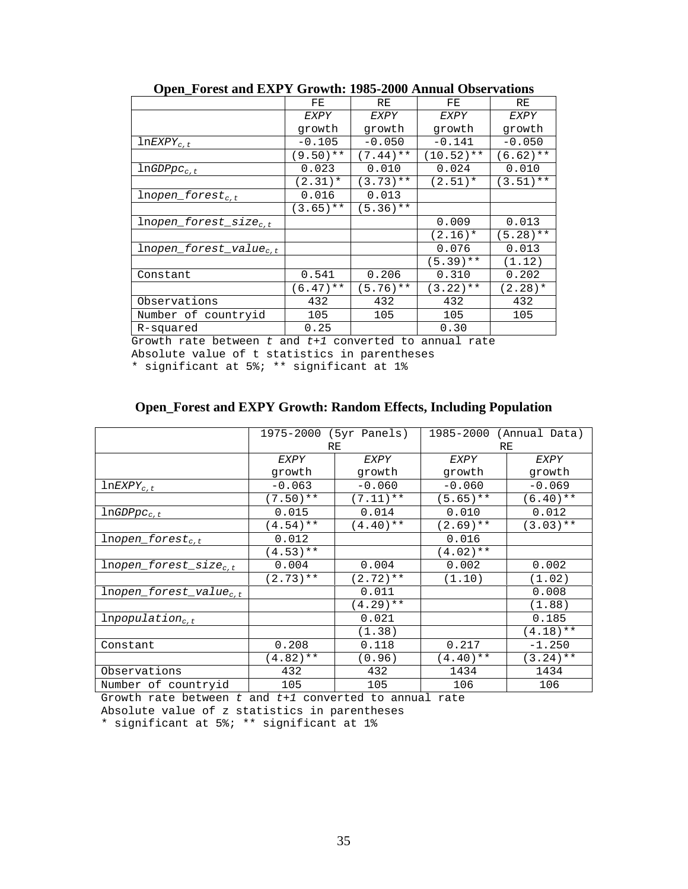**Open_Forest and EXPY Growth: 1985-2000 Annual Observations**

| | FE | RE | FE | RE |
|---|---|---|---|---|
| | *EXPY* growth | *EXPY* growth | *EXPY* growth | *EXPY* growth |
| ln$EXPY_{c,t}$ | -0.105 | -0.050 | -0.141 | -0.050 |
| | (9.50)** | (7.44)** | (10.52)** | (6.62)** |
| ln$GDPpc_{c,t}$ | 0.023 | 0.010 | 0.024 | 0.010 |
| | (2.31)* | (3.73)** | (2.51)* | (3.51)** |
| ln$open\_forest_{c,t}$ | 0.016 | 0.013 | | |
| | (3.65)** | (5.36)** | | |
| ln$open\_forest\_size_{c,t}$ | | | 0.009 | 0.013 |
| | | | (2.16)* | (5.28)** |
| ln$open\_forest\_value_{c,t}$ | | | 0.076 | 0.013 |
| | | | (5.39)** | (1.12) |
| Constant | 0.541 | 0.206 | 0.310 | 0.202 |
| | (6.47)** | (5.76)** | (3.22)** | (2.28)* |
| Observations | 432 | 432 | 432 | 432 |
| Number of countryid | 105 | 105 | 105 | 105 |
| R-squared | 0.25 | | 0.30 | |

Growth rate between *t* and *t+1* converted to annual rate
Absolute value of t statistics in parentheses
* significant at 5%; ** significant at 1%

**Open_Forest and EXPY Growth: Random Effects, Including Population**

| | 1975-2000 (5yr Panels) RE | | 1985-2000 (Annual Data) RE | |
|---|---|---|---|---|
| | *EXPY* growth | *EXPY* growth | *EXPY* growth | *EXPY* growth |
| ln$EXPY_{c,t}$ | -0.063 | -0.060 | -0.060 | -0.069 |
| | (7.50)** | (7.11)** | (5.65)** | (6.40)** |
| ln$GDPpc_{c,t}$ | 0.015 | 0.014 | 0.010 | 0.012 |
| | (4.54)** | (4.40)** | (2.69)** | (3.03)** |
| ln$open\_forest_{c,t}$ | 0.012 | | 0.016 | |
| | (4.53)** | | (4.02)** | |
| ln$open\_forest\_size_{c,t}$ | 0.004 | 0.004 | 0.002 | 0.002 |
| | (2.73)** | (2.72)** | (1.10) | (1.02) |
| ln$open\_forest\_value_{c,t}$ | | 0.011 | | 0.008 |
| | | (4.29)** | | (1.88) |
| ln$population_{c,t}$ | | 0.021 | | 0.185 |
| | | (1.38) | | (4.18)** |
| Constant | 0.208 | 0.118 | 0.217 | -1.250 |
| | (4.82)** | (0.96) | (4.40)** | (3.24)** |
| Observations | 432 | 432 | 1434 | 1434 |
| Number of countryid | 105 | 105 | 106 | 106 |

Growth rate between *t* and *t+1* converted to annual rate
Absolute value of z statistics in parentheses
* significant at 5%; ** significant at 1%